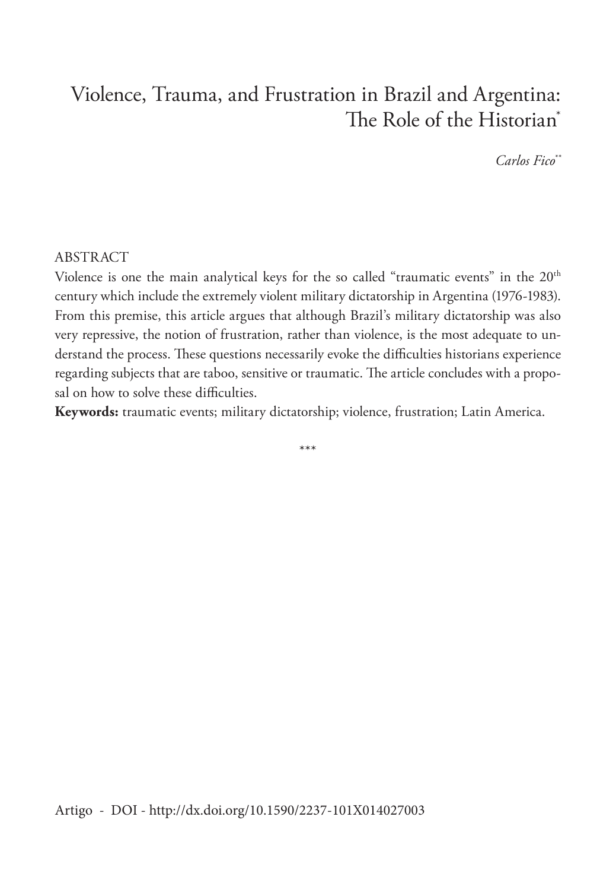# Violence, Trauma, and Frustration in Brazil and Argentina: The Role of the Historian[*]

*Carlos Fico*[**]

ABSTRACT

Violence is one the main analytical keys for the so called "traumatic events" in the 20th century which include the extremely violent military dictatorship in Argentina (1976-1983). From this premise, this article argues that although Brazil's military dictatorship was also very repressive, the notion of frustration, rather than violence, is the most adequate to understand the process. These questions necessarily evoke the difficulties historians experience regarding subjects that are taboo, sensitive or traumatic. The article concludes with a proposal on how to solve these difficulties.

**Keywords:** traumatic events; military dictatorship; violence, frustration; Latin America.

***

Artigo - DOI - http://dx.doi.org/10.1590/2237-101X014027003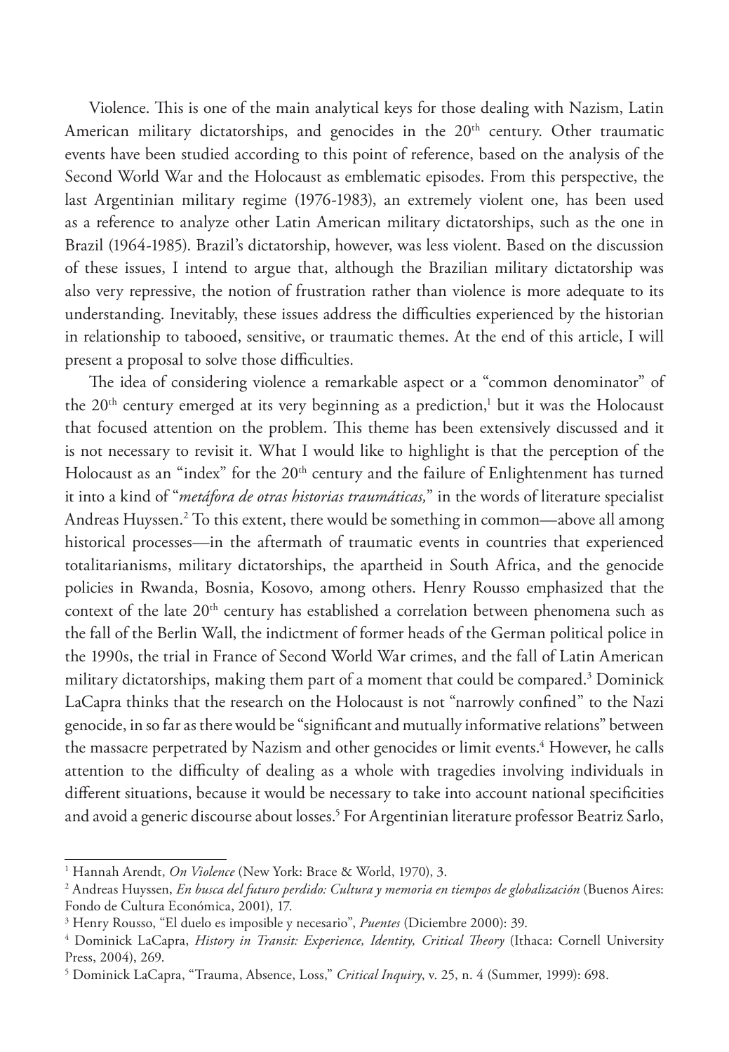Violence. This is one of the main analytical keys for those dealing with Nazism, Latin American military dictatorships, and genocides in the 20th century. Other traumatic events have been studied according to this point of reference, based on the analysis of the Second World War and the Holocaust as emblematic episodes. From this perspective, the last Argentinian military regime (1976-1983), an extremely violent one, has been used as a reference to analyze other Latin American military dictatorships, such as the one in Brazil (1964-1985). Brazil's dictatorship, however, was less violent. Based on the discussion of these issues, I intend to argue that, although the Brazilian military dictatorship was also very repressive, the notion of frustration rather than violence is more adequate to its understanding. Inevitably, these issues address the difficulties experienced by the historian in relationship to tabooed, sensitive, or traumatic themes. At the end of this article, I will present a proposal to solve those difficulties.

The idea of considering violence a remarkable aspect or a "common denominator" of the 20th century emerged at its very beginning as a prediction,[1] but it was the Holocaust that focused attention on the problem. This theme has been extensively discussed and it is not necessary to revisit it. What I would like to highlight is that the perception of the Holocaust as an "index" for the 20th century and the failure of Enlightenment has turned it into a kind of "*metáfora de otras historias traumáticas,*" in the words of literature specialist Andreas Huyssen.[2] To this extent, there would be something in common—above all among historical processes—in the aftermath of traumatic events in countries that experienced totalitarianisms, military dictatorships, the apartheid in South Africa, and the genocide policies in Rwanda, Bosnia, Kosovo, among others. Henry Rousso emphasized that the context of the late 20th century has established a correlation between phenomena such as the fall of the Berlin Wall, the indictment of former heads of the German political police in the 1990s, the trial in France of Second World War crimes, and the fall of Latin American military dictatorships, making them part of a moment that could be compared.[3] Dominick LaCapra thinks that the research on the Holocaust is not "narrowly confined" to the Nazi genocide, in so far as there would be "significant and mutually informative relations" between the massacre perpetrated by Nazism and other genocides or limit events.[4] However, he calls attention to the difficulty of dealing as a whole with tragedies involving individuals in different situations, because it would be necessary to take into account national specificities and avoid a generic discourse about losses.[5] For Argentinian literature professor Beatriz Sarlo,

---

[1] Hannah Arendt, *On Violence* (New York: Brace & World, 1970), 3.

[2] Andreas Huyssen, *En busca del futuro perdido: Cultura y memoria en tiempos de globalización* (Buenos Aires: Fondo de Cultura Económica, 2001), 17.

[3] Henry Rousso, "El duelo es imposible y necesario", *Puentes* (Diciembre 2000): 39.

[4] Dominick LaCapra, *History in Transit: Experience, Identity, Critical Theory* (Ithaca: Cornell University Press, 2004), 269.

[5] Dominick LaCapra, "Trauma, Absence, Loss," *Critical Inquiry*, v. 25, n. 4 (Summer, 1999): 698.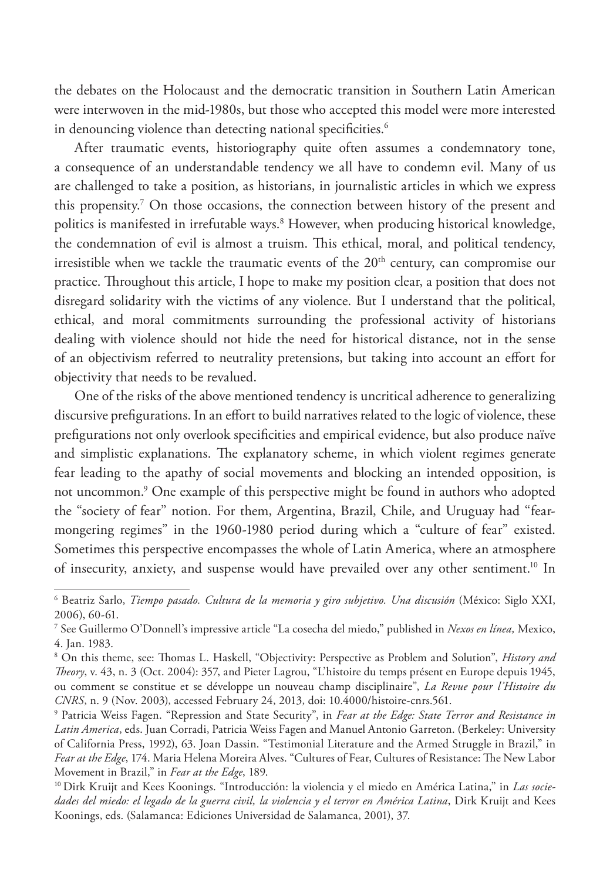the debates on the Holocaust and the democratic transition in Southern Latin American were interwoven in the mid-1980s, but those who accepted this model were more interested in denouncing violence than detecting national specificities.[6]

After traumatic events, historiography quite often assumes a condemnatory tone, a consequence of an understandable tendency we all have to condemn evil. Many of us are challenged to take a position, as historians, in journalistic articles in which we express this propensity.[7] On those occasions, the connection between history of the present and politics is manifested in irrefutable ways.[8] However, when producing historical knowledge, the condemnation of evil is almost a truism. This ethical, moral, and political tendency, irresistible when we tackle the traumatic events of the 20th century, can compromise our practice. Throughout this article, I hope to make my position clear, a position that does not disregard solidarity with the victims of any violence. But I understand that the political, ethical, and moral commitments surrounding the professional activity of historians dealing with violence should not hide the need for historical distance, not in the sense of an objectivism referred to neutrality pretensions, but taking into account an effort for objectivity that needs to be revalued.

One of the risks of the above mentioned tendency is uncritical adherence to generalizing discursive prefigurations. In an effort to build narratives related to the logic of violence, these prefigurations not only overlook specificities and empirical evidence, but also produce naïve and simplistic explanations. The explanatory scheme, in which violent regimes generate fear leading to the apathy of social movements and blocking an intended opposition, is not uncommon.[9] One example of this perspective might be found in authors who adopted the "society of fear" notion. For them, Argentina, Brazil, Chile, and Uruguay had "fear-mongering regimes" in the 1960-1980 period during which a "culture of fear" existed. Sometimes this perspective encompasses the whole of Latin America, where an atmosphere of insecurity, anxiety, and suspense would have prevailed over any other sentiment.[10] In

---

[6] Beatriz Sarlo, *Tiempo pasado. Cultura de la memoria y giro subjetivo. Una discusión* (México: Siglo XXI, 2006), 60-61.

[7] See Guillermo O'Donnell's impressive article "La cosecha del miedo," published in *Nexos en línea,* Mexico, 4. Jan. 1983.

[8] On this theme, see: Thomas L. Haskell, "Objectivity: Perspective as Problem and Solution", *History and Theory*, v. 43, n. 3 (Oct. 2004): 357, and Pieter Lagrou, "L'histoire du temps présent en Europe depuis 1945, ou comment se constitue et se développe un nouveau champ disciplinaire", *La Revue pour l'Histoire du CNRS*, n. 9 (Nov. 2003), accessed February 24, 2013, doi: 10.4000/histoire-cnrs.561.

[9] Patricia Weiss Fagen. "Repression and State Security", in *Fear at the Edge: State Terror and Resistance in Latin America*, eds. Juan Corradi, Patricia Weiss Fagen and Manuel Antonio Garreton. (Berkeley: University of California Press, 1992), 63. Joan Dassin. "Testimonial Literature and the Armed Struggle in Brazil," in *Fear at the Edge*, 174. Maria Helena Moreira Alves. "Cultures of Fear, Cultures of Resistance: The New Labor Movement in Brazil," in *Fear at the Edge*, 189.

[10] Dirk Kruijt and Kees Koonings. "Introducción: la violencia y el miedo en América Latina," in *Las sociedades del miedo: el legado de la guerra civil, la violencia y el terror en América Latina*, Dirk Kruijt and Kees Koonings, eds. (Salamanca: Ediciones Universidad de Salamanca, 2001), 37.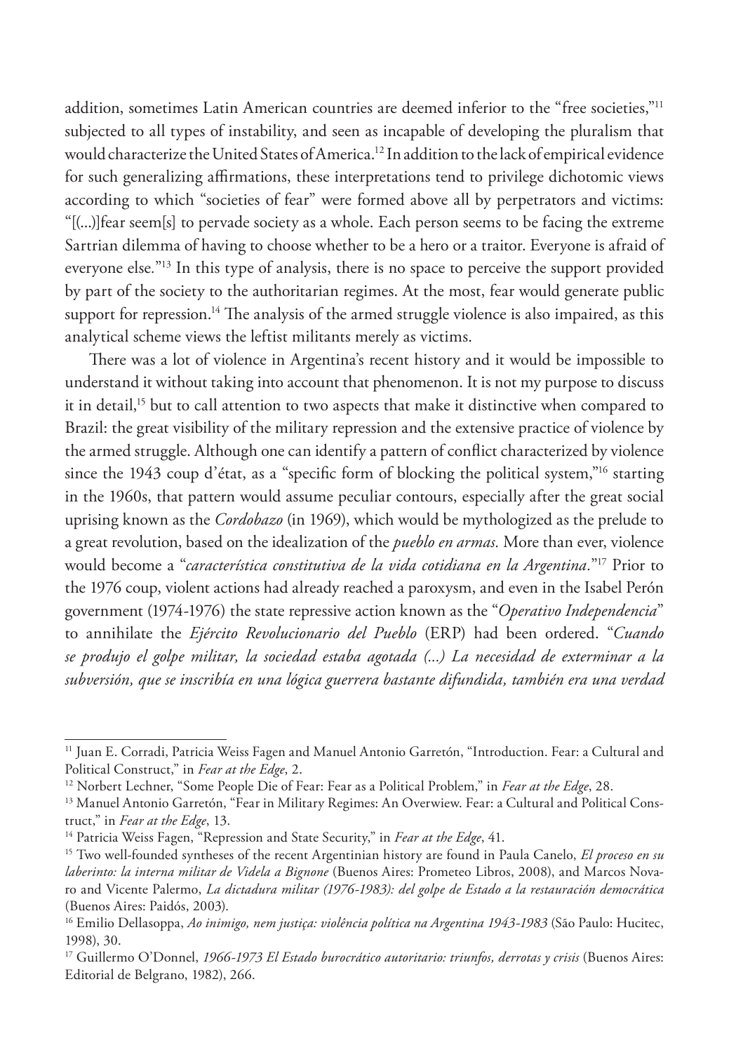addition, sometimes Latin American countries are deemed inferior to the "free societies,"[11] subjected to all types of instability, and seen as incapable of developing the pluralism that would characterize the United States of America.[12] In addition to the lack of empirical evidence for such generalizing affirmations, these interpretations tend to privilege dichotomic views according to which "societies of fear" were formed above all by perpetrators and victims: "[(...)]fear seem[s] to pervade society as a whole. Each person seems to be facing the extreme Sartrian dilemma of having to choose whether to be a hero or a traitor. Everyone is afraid of everyone else."[13] In this type of analysis, there is no space to perceive the support provided by part of the society to the authoritarian regimes. At the most, fear would generate public support for repression.[14] The analysis of the armed struggle violence is also impaired, as this analytical scheme views the leftist militants merely as victims.

There was a lot of violence in Argentina's recent history and it would be impossible to understand it without taking into account that phenomenon. It is not my purpose to discuss it in detail,[15] but to call attention to two aspects that make it distinctive when compared to Brazil: the great visibility of the military repression and the extensive practice of violence by the armed struggle. Although one can identify a pattern of conflict characterized by violence since the 1943 coup d'état, as a "specific form of blocking the political system,"[16] starting in the 1960s, that pattern would assume peculiar contours, especially after the great social uprising known as the *Cordobazo* (in 1969), which would be mythologized as the prelude to a great revolution, based on the idealization of the *pueblo en armas.* More than ever, violence would become a "*característica constitutiva de la vida cotidiana en la Argentina*."[17] Prior to the 1976 coup, violent actions had already reached a paroxysm, and even in the Isabel Perón government (1974-1976) the state repressive action known as the "*Operativo Independencia*" to annihilate the *Ejército Revolucionario del Pueblo* (ERP) had been ordered. "*Cuando se produjo el golpe militar, la sociedad estaba agotada (...) La necesidad de exterminar a la subversión, que se inscribía en una lógica guerrera bastante difundida, también era una verdad*

---

[11] Juan E. Corradi, Patricia Weiss Fagen and Manuel Antonio Garretón, "Introduction. Fear: a Cultural and Political Construct," in *Fear at the Edge*, 2.

[12] Norbert Lechner, "Some People Die of Fear: Fear as a Political Problem," in *Fear at the Edge*, 28.

[13] Manuel Antonio Garretón, "Fear in Military Regimes: An Overwiew. Fear: a Cultural and Political Construct," in *Fear at the Edge*, 13.

[14] Patricia Weiss Fagen, "Repression and State Security," in *Fear at the Edge*, 41.

[15] Two well-founded syntheses of the recent Argentinian history are found in Paula Canelo, *El proceso en su laberinto: la interna militar de Videla a Bignone* (Buenos Aires: Prometeo Libros, 2008), and Marcos Novaro and Vicente Palermo, *La dictadura militar (1976-1983): del golpe de Estado a la restauración democrática* (Buenos Aires: Paidós, 2003).

[16] Emilio Dellasoppa, *Ao inimigo, nem justiça: violência política na Argentina 1943-1983* (São Paulo: Hucitec, 1998), 30.

[17] Guillermo O'Donnel, *1966-1973 El Estado burocrático autoritario: triunfos, derrotas y crisis* (Buenos Aires: Editorial de Belgrano, 1982), 266.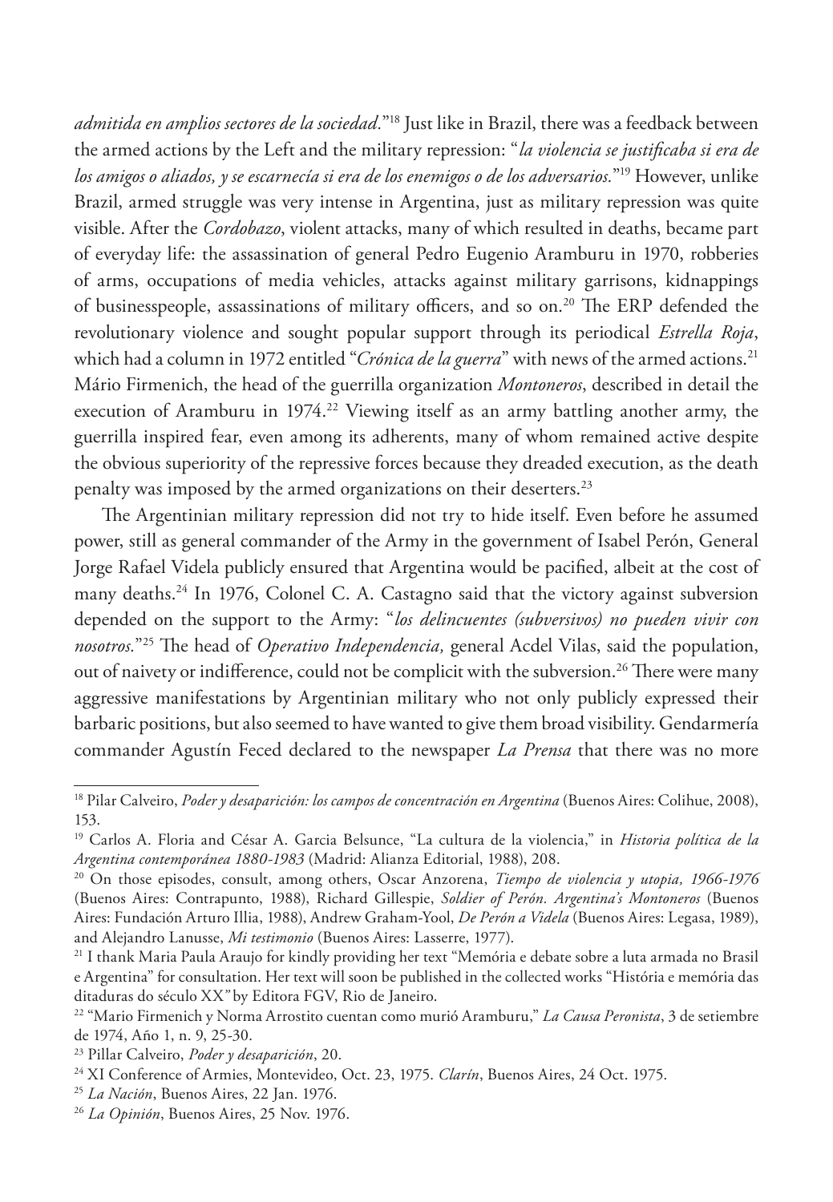*admitida en amplios sectores de la sociedad.*"[18] Just like in Brazil, there was a feedback between the armed actions by the Left and the military repression: "*la violencia se justificaba si era de los amigos o aliados, y se escarnecía si era de los enemigos o de los adversarios.*"[19] However, unlike Brazil, armed struggle was very intense in Argentina, just as military repression was quite visible. After the *Cordobazo*, violent attacks, many of which resulted in deaths, became part of everyday life: the assassination of general Pedro Eugenio Aramburu in 1970, robberies of arms, occupations of media vehicles, attacks against military garrisons, kidnappings of businesspeople, assassinations of military officers, and so on.[20] The ERP defended the revolutionary violence and sought popular support through its periodical *Estrella Roja*, which had a column in 1972 entitled "*Crónica de la guerra*" with news of the armed actions.[21] Mário Firmenich, the head of the guerrilla organization *Montoneros*, described in detail the execution of Aramburu in 1974.[22] Viewing itself as an army battling another army, the guerrilla inspired fear, even among its adherents, many of whom remained active despite the obvious superiority of the repressive forces because they dreaded execution, as the death penalty was imposed by the armed organizations on their deserters.[23]

The Argentinian military repression did not try to hide itself. Even before he assumed power, still as general commander of the Army in the government of Isabel Perón, General Jorge Rafael Videla publicly ensured that Argentina would be pacified, albeit at the cost of many deaths.[24] In 1976, Colonel C. A. Castagno said that the victory against subversion depended on the support to the Army: "*los delincuentes (subversivos) no pueden vivir con nosotros.*"[25] The head of *Operativo Independencia,* general Acdel Vilas, said the population, out of naivety or indifference, could not be complicit with the subversion.[26] There were many aggressive manifestations by Argentinian military who not only publicly expressed their barbaric positions, but also seemed to have wanted to give them broad visibility. Gendarmería commander Agustín Feced declared to the newspaper *La Prensa* that there was no more

---

[18] Pilar Calveiro, *Poder y desaparición: los campos de concentración en Argentina* (Buenos Aires: Colihue, 2008), 153.

[19] Carlos A. Floria and César A. Garcia Belsunce, "La cultura de la violencia," in *Historia política de la Argentina contemporánea 1880-1983* (Madrid: Alianza Editorial, 1988), 208.

[20] On those episodes, consult, among others, Oscar Anzorena, *Tiempo de violencia y utopia, 1966-1976* (Buenos Aires: Contrapunto, 1988), Richard Gillespie, *Soldier of Perón. Argentina's Montoneros* (Buenos Aires: Fundación Arturo Illia, 1988), Andrew Graham-Yool, *De Perón a Videla* (Buenos Aires: Legasa, 1989), and Alejandro Lanusse, *Mi testimonio* (Buenos Aires: Lasserre, 1977).

[21] I thank Maria Paula Araujo for kindly providing her text "Memória e debate sobre a luta armada no Brasil e Argentina" for consultation. Her text will soon be published in the collected works "História e memória das ditaduras do século XX" by Editora FGV, Rio de Janeiro.

[22] "Mario Firmenich y Norma Arrostito cuentan como murió Aramburu," *La Causa Peronista*, 3 de setiembre de 1974, Año 1, n. 9, 25-30.

[23] Pillar Calveiro, *Poder y desaparición*, 20.

[24] XI Conference of Armies, Montevideo, Oct. 23, 1975. *Clarín*, Buenos Aires, 24 Oct. 1975.

[25] *La Nación*, Buenos Aires, 22 Jan. 1976.

[26] *La Opinión*, Buenos Aires, 25 Nov. 1976.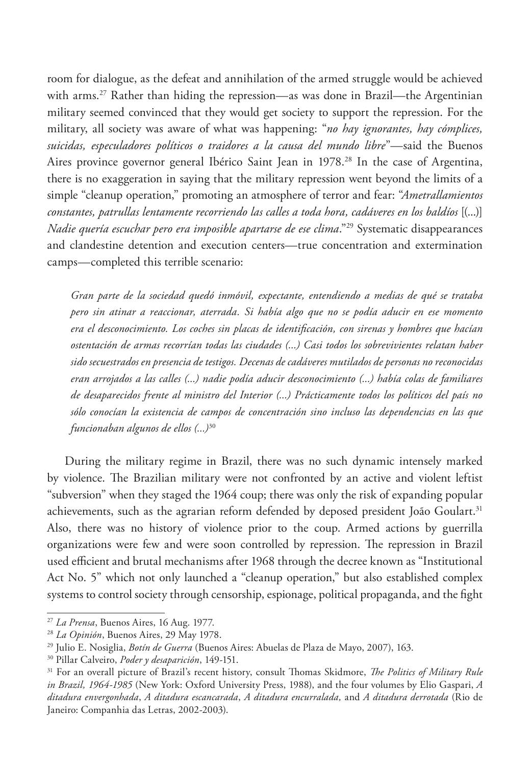room for dialogue, as the defeat and annihilation of the armed struggle would be achieved with arms.[27] Rather than hiding the repression—as was done in Brazil—the Argentinian military seemed convinced that they would get society to support the repression. For the military, all society was aware of what was happening: "*no hay ignorantes, hay cómplices, suicidas, especuladores políticos o traidores a la causa del mundo libre*"—said the Buenos Aires province governor general Ibérico Saint Jean in 1978.[28] In the case of Argentina, there is no exaggeration in saying that the military repression went beyond the limits of a simple "cleanup operation," promoting an atmosphere of terror and fear: "*Ametrallamientos constantes, patrullas lentamente recorriendo las calles a toda hora, cadáveres en los baldíos* [(...)] *Nadie quería escuchar pero era imposible apartarse de ese clima*."[29] Systematic disappearances and clandestine detention and execution centers—true concentration and extermination camps—completed this terrible scenario:

> *Gran parte de la sociedad quedó inmóvil, expectante, entendiendo a medias de qué se trataba pero sin atinar a reaccionar, aterrada. Si había algo que no se podía aducir en ese momento era el desconocimiento. Los coches sin placas de identificación, con sirenas y hombres que hacían ostentación de armas recorrían todas las ciudades (...) Casi todos los sobrevivientes relatan haber sido secuestrados en presencia de testigos. Decenas de cadáveres mutilados de personas no reconocidas eran arrojados a las calles (...) nadie podía aducir desconocimiento (...) había colas de familiares de desaparecidos frente al ministro del Interior (...) Prácticamente todos los políticos del país no sólo conocían la existencia de campos de concentración sino incluso las dependencias en las que funcionaban algunos de ellos (...)*[30]

During the military regime in Brazil, there was no such dynamic intensely marked by violence. The Brazilian military were not confronted by an active and violent leftist "subversion" when they staged the 1964 coup; there was only the risk of expanding popular achievements, such as the agrarian reform defended by deposed president João Goulart.[31] Also, there was no history of violence prior to the coup. Armed actions by guerrilla organizations were few and were soon controlled by repression. The repression in Brazil used efficient and brutal mechanisms after 1968 through the decree known as "Institutional Act No. 5" which not only launched a "cleanup operation," but also established complex systems to control society through censorship, espionage, political propaganda, and the fight

---

[27] *La Prensa*, Buenos Aires, 16 Aug. 1977.

[28] *La Opinión*, Buenos Aires, 29 May 1978.

[29] Julio E. Nosiglia, *Botín de Guerra* (Buenos Aires: Abuelas de Plaza de Mayo, 2007), 163.

[30] Pillar Calveiro, *Poder y desaparición*, 149-151.

[31] For an overall picture of Brazil's recent history, consult Thomas Skidmore, *The Politics of Military Rule in Brazil, 1964-1985* (New York: Oxford University Press, 1988), and the four volumes by Elio Gaspari, *A ditadura envergonhada*, *A ditadura escancarada*, *A ditadura encurralada,* and *A ditadura derrotada* (Rio de Janeiro: Companhia das Letras, 2002-2003).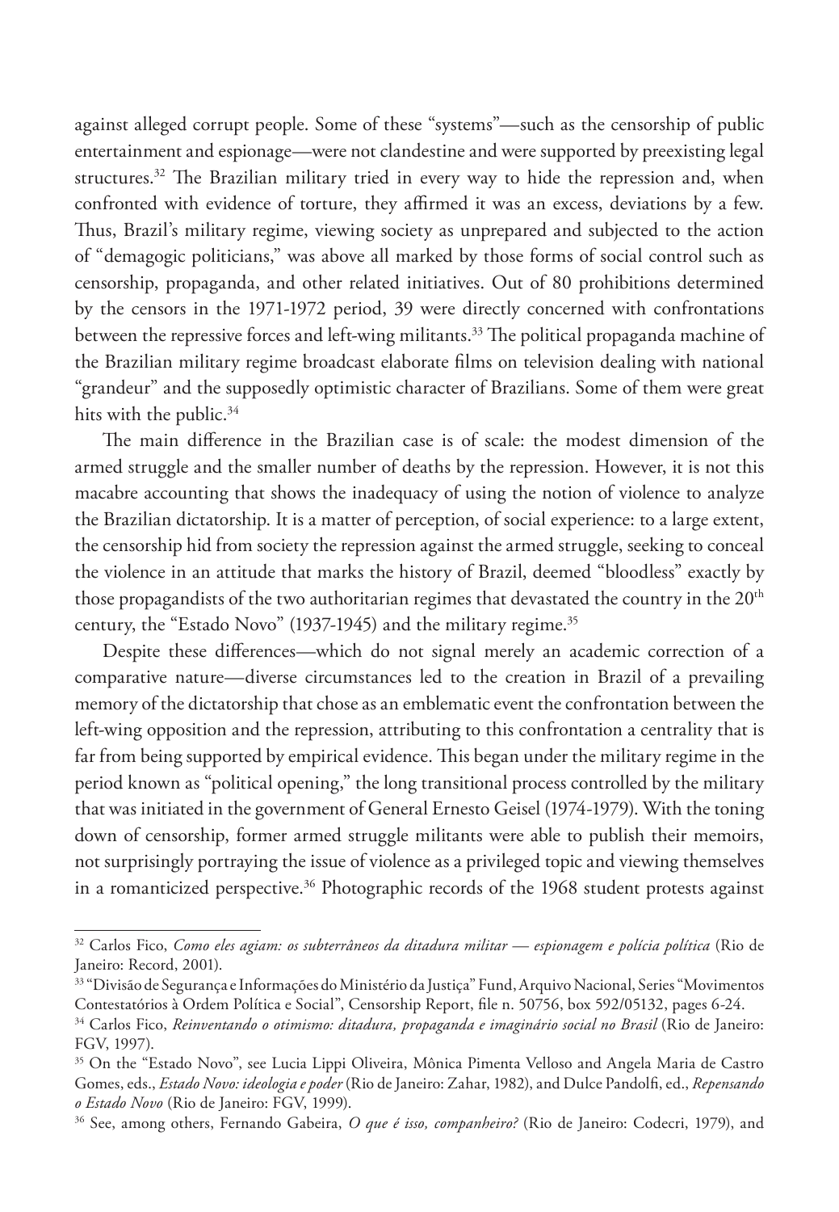against alleged corrupt people. Some of these "systems"—such as the censorship of public entertainment and espionage—were not clandestine and were supported by preexisting legal structures.[32] The Brazilian military tried in every way to hide the repression and, when confronted with evidence of torture, they affirmed it was an excess, deviations by a few. Thus, Brazil's military regime, viewing society as unprepared and subjected to the action of "demagogic politicians," was above all marked by those forms of social control such as censorship, propaganda, and other related initiatives. Out of 80 prohibitions determined by the censors in the 1971-1972 period, 39 were directly concerned with confrontations between the repressive forces and left-wing militants.[33] The political propaganda machine of the Brazilian military regime broadcast elaborate films on television dealing with national "grandeur" and the supposedly optimistic character of Brazilians. Some of them were great hits with the public.[34]

The main difference in the Brazilian case is of scale: the modest dimension of the armed struggle and the smaller number of deaths by the repression. However, it is not this macabre accounting that shows the inadequacy of using the notion of violence to analyze the Brazilian dictatorship. It is a matter of perception, of social experience: to a large extent, the censorship hid from society the repression against the armed struggle, seeking to conceal the violence in an attitude that marks the history of Brazil, deemed "bloodless" exactly by those propagandists of the two authoritarian regimes that devastated the country in the 20th century, the "Estado Novo" (1937-1945) and the military regime.[35]

Despite these differences—which do not signal merely an academic correction of a comparative nature—diverse circumstances led to the creation in Brazil of a prevailing memory of the dictatorship that chose as an emblematic event the confrontation between the left-wing opposition and the repression, attributing to this confrontation a centrality that is far from being supported by empirical evidence. This began under the military regime in the period known as "political opening," the long transitional process controlled by the military that was initiated in the government of General Ernesto Geisel (1974-1979). With the toning down of censorship, former armed struggle militants were able to publish their memoirs, not surprisingly portraying the issue of violence as a privileged topic and viewing themselves in a romanticized perspective.[36] Photographic records of the 1968 student protests against

---

[32] Carlos Fico, *Como eles agiam: os subterrâneos da ditadura militar — espionagem e polícia política* (Rio de Janeiro: Record, 2001).

[33] "Divisão de Segurança e Informações do Ministério da Justiça" Fund, Arquivo Nacional, Series "Movimentos Contestatórios à Ordem Política e Social", Censorship Report, file n. 50756, box 592/05132, pages 6-24.

[34] Carlos Fico, *Reinventando o otimismo: ditadura, propaganda e imaginário social no Brasil* (Rio de Janeiro: FGV, 1997).

[35] On the "Estado Novo", see Lucia Lippi Oliveira, Mônica Pimenta Velloso and Angela Maria de Castro Gomes, eds., *Estado Novo: ideologia e poder* (Rio de Janeiro: Zahar, 1982), and Dulce Pandolfi, ed., *Repensando o Estado Novo* (Rio de Janeiro: FGV, 1999).

[36] See, among others, Fernando Gabeira, *O que é isso, companheiro?* (Rio de Janeiro: Codecri, 1979), and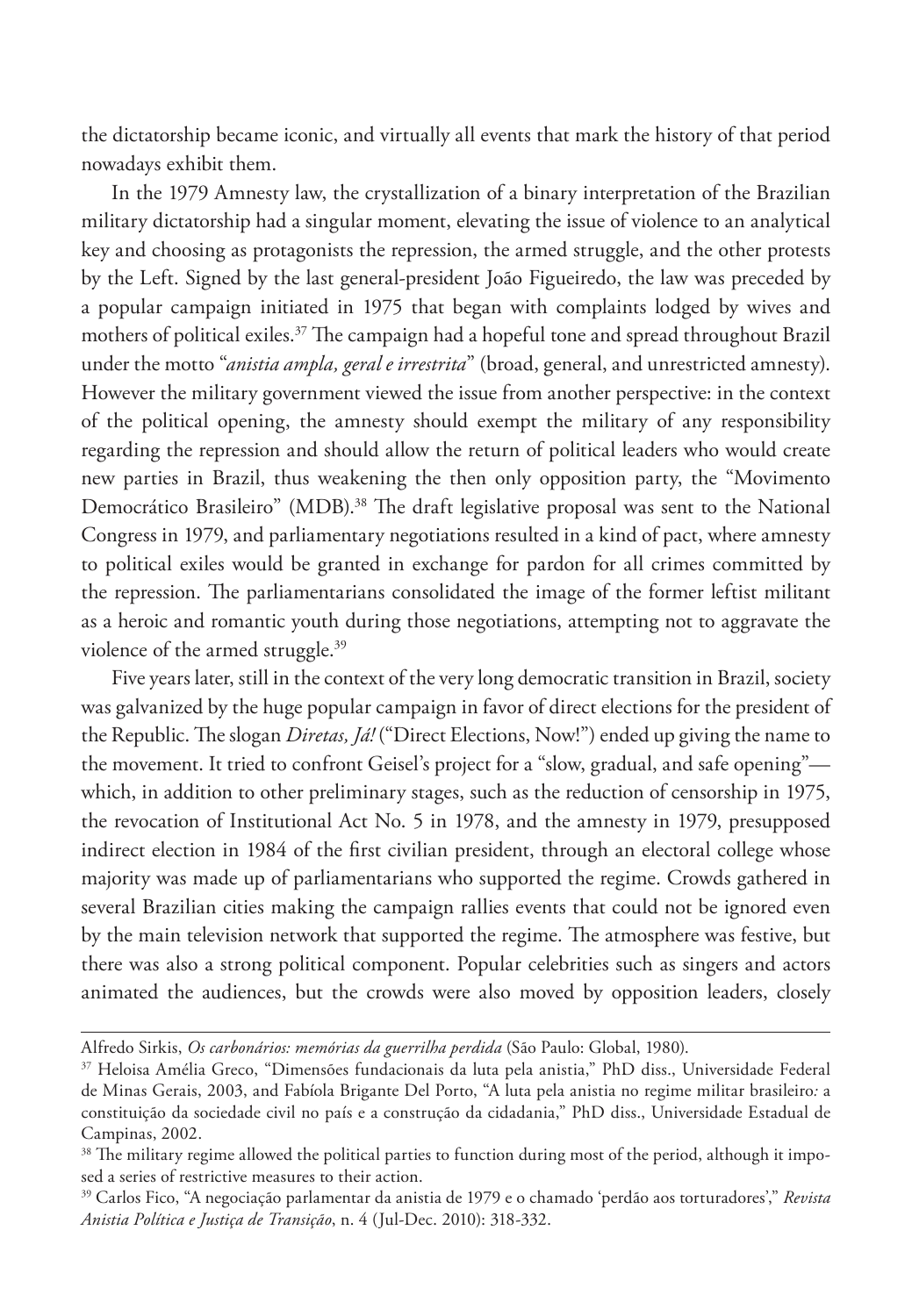the dictatorship became iconic, and virtually all events that mark the history of that period nowadays exhibit them.

In the 1979 Amnesty law, the crystallization of a binary interpretation of the Brazilian military dictatorship had a singular moment, elevating the issue of violence to an analytical key and choosing as protagonists the repression, the armed struggle, and the other protests by the Left. Signed by the last general-president João Figueiredo, the law was preceded by a popular campaign initiated in 1975 that began with complaints lodged by wives and mothers of political exiles.[37] The campaign had a hopeful tone and spread throughout Brazil under the motto "*anistia ampla, geral e irrestrita*" (broad, general, and unrestricted amnesty). However the military government viewed the issue from another perspective: in the context of the political opening, the amnesty should exempt the military of any responsibility regarding the repression and should allow the return of political leaders who would create new parties in Brazil, thus weakening the then only opposition party, the "Movimento Democrático Brasileiro" (MDB).[38] The draft legislative proposal was sent to the National Congress in 1979, and parliamentary negotiations resulted in a kind of pact, where amnesty to political exiles would be granted in exchange for pardon for all crimes committed by the repression. The parliamentarians consolidated the image of the former leftist militant as a heroic and romantic youth during those negotiations, attempting not to aggravate the violence of the armed struggle.[39]

Five years later, still in the context of the very long democratic transition in Brazil, society was galvanized by the huge popular campaign in favor of direct elections for the president of the Republic. The slogan *Diretas, Já!* ("Direct Elections, Now!") ended up giving the name to the movement. It tried to confront Geisel's project for a "slow, gradual, and safe opening"—which, in addition to other preliminary stages, such as the reduction of censorship in 1975, the revocation of Institutional Act No. 5 in 1978, and the amnesty in 1979, presupposed indirect election in 1984 of the first civilian president, through an electoral college whose majority was made up of parliamentarians who supported the regime. Crowds gathered in several Brazilian cities making the campaign rallies events that could not be ignored even by the main television network that supported the regime. The atmosphere was festive, but there was also a strong political component. Popular celebrities such as singers and actors animated the audiences, but the crowds were also moved by opposition leaders, closely

---

Alfredo Sirkis, *Os carbonários: memórias da guerrilha perdida* (São Paulo: Global, 1980).

[37] Heloisa Amélia Greco, "Dimensões fundacionais da luta pela anistia," PhD diss., Universidade Federal de Minas Gerais, 2003, and Fabíola Brigante Del Porto, "A luta pela anistia no regime militar brasileiro*:* a constituição da sociedade civil no país e a construção da cidadania," PhD diss., Universidade Estadual de Campinas, 2002.

[38] The military regime allowed the political parties to function during most of the period, although it imposed a series of restrictive measures to their action.

[39] Carlos Fico, "A negociação parlamentar da anistia de 1979 e o chamado 'perdão aos torturadores'," *Revista Anistia Política e Justiça de Transição*, n. 4 (Jul-Dec. 2010): 318-332.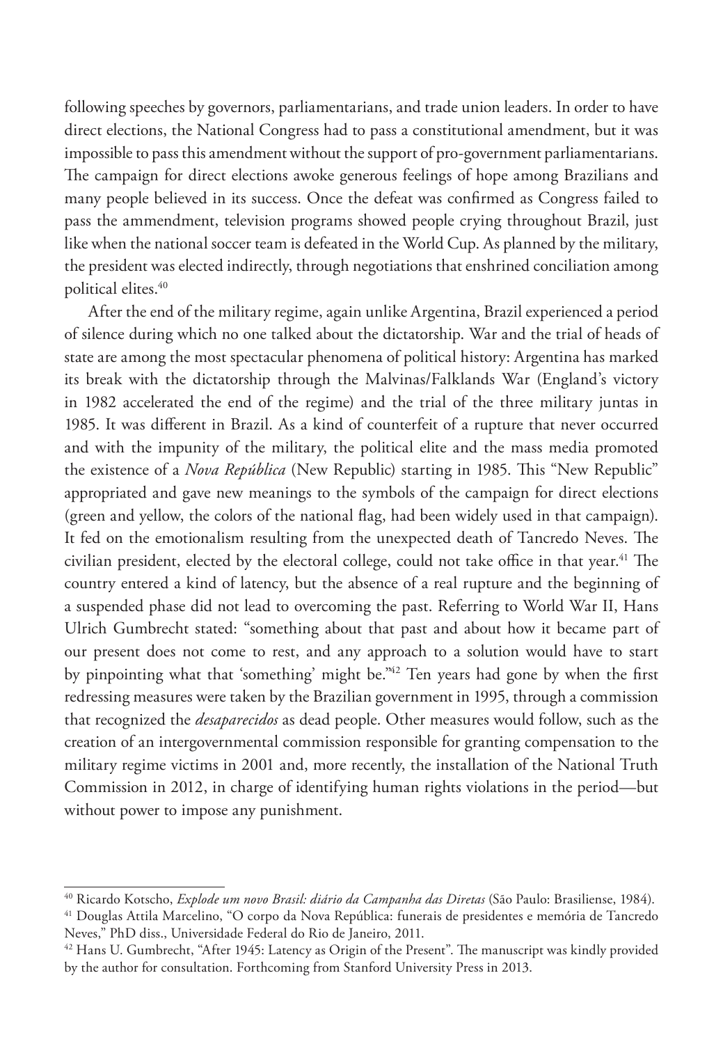following speeches by governors, parliamentarians, and trade union leaders. In order to have direct elections, the National Congress had to pass a constitutional amendment, but it was impossible to pass this amendment without the support of pro-government parliamentarians. The campaign for direct elections awoke generous feelings of hope among Brazilians and many people believed in its success. Once the defeat was confirmed as Congress failed to pass the ammendment, television programs showed people crying throughout Brazil, just like when the national soccer team is defeated in the World Cup. As planned by the military, the president was elected indirectly, through negotiations that enshrined conciliation among political elites.[40]

After the end of the military regime, again unlike Argentina, Brazil experienced a period of silence during which no one talked about the dictatorship. War and the trial of heads of state are among the most spectacular phenomena of political history: Argentina has marked its break with the dictatorship through the Malvinas/Falklands War (England's victory in 1982 accelerated the end of the regime) and the trial of the three military juntas in 1985. It was different in Brazil. As a kind of counterfeit of a rupture that never occurred and with the impunity of the military, the political elite and the mass media promoted the existence of a *Nova República* (New Republic) starting in 1985. This "New Republic" appropriated and gave new meanings to the symbols of the campaign for direct elections (green and yellow, the colors of the national flag, had been widely used in that campaign). It fed on the emotionalism resulting from the unexpected death of Tancredo Neves. The civilian president, elected by the electoral college, could not take office in that year.[41] The country entered a kind of latency, but the absence of a real rupture and the beginning of a suspended phase did not lead to overcoming the past. Referring to World War II, Hans Ulrich Gumbrecht stated: "something about that past and about how it became part of our present does not come to rest, and any approach to a solution would have to start by pinpointing what that 'something' might be."[42] Ten years had gone by when the first redressing measures were taken by the Brazilian government in 1995, through a commission that recognized the *desaparecidos* as dead people. Other measures would follow, such as the creation of an intergovernmental commission responsible for granting compensation to the military regime victims in 2001 and, more recently, the installation of the National Truth Commission in 2012, in charge of identifying human rights violations in the period—but without power to impose any punishment.

---

[40] Ricardo Kotscho, *Explode um novo Brasil: diário da Campanha das Diretas* (São Paulo: Brasiliense, 1984).

[41] Douglas Attila Marcelino, "O corpo da Nova República: funerais de presidentes e memória de Tancredo Neves," PhD diss., Universidade Federal do Rio de Janeiro, 2011.

[42] Hans U. Gumbrecht, "After 1945: Latency as Origin of the Present". The manuscript was kindly provided by the author for consultation. Forthcoming from Stanford University Press in 2013.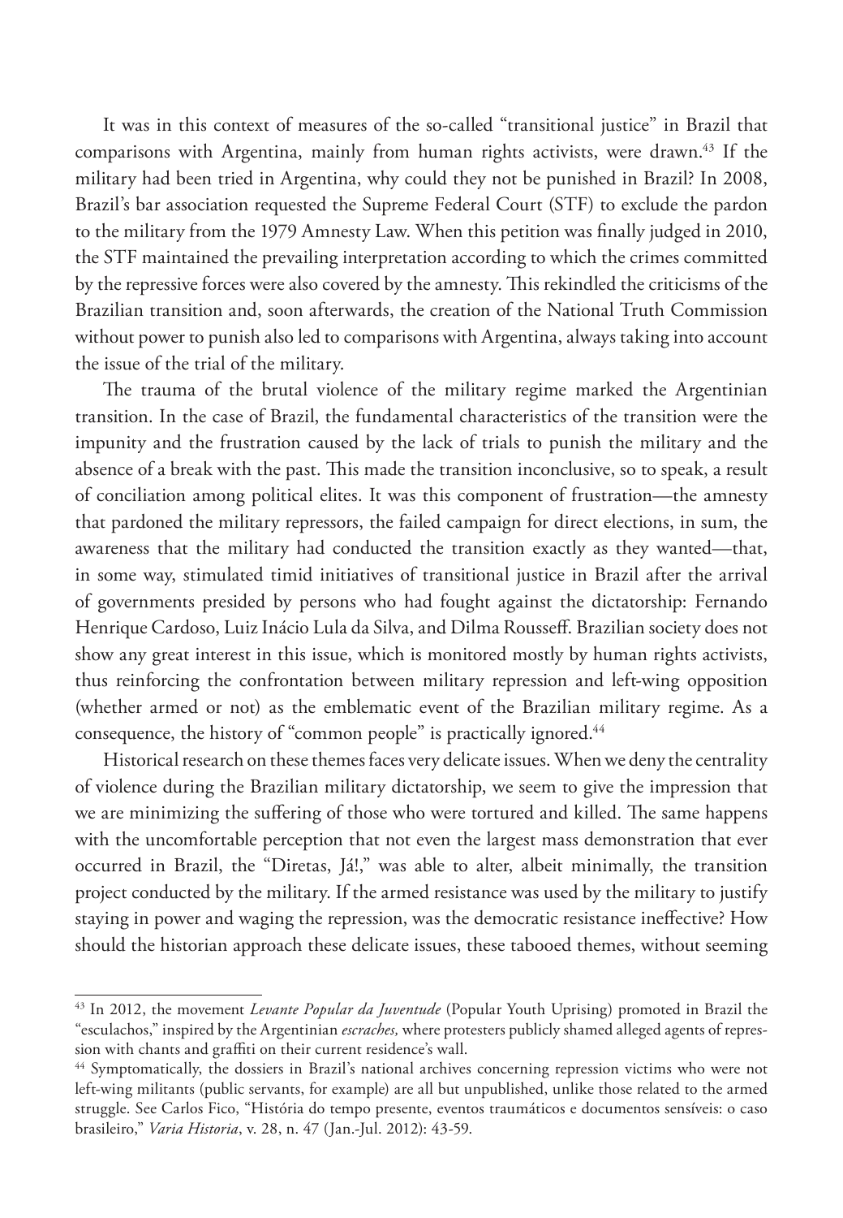It was in this context of measures of the so-called "transitional justice" in Brazil that comparisons with Argentina, mainly from human rights activists, were drawn.[43] If the military had been tried in Argentina, why could they not be punished in Brazil? In 2008, Brazil's bar association requested the Supreme Federal Court (STF) to exclude the pardon to the military from the 1979 Amnesty Law. When this petition was finally judged in 2010, the STF maintained the prevailing interpretation according to which the crimes committed by the repressive forces were also covered by the amnesty. This rekindled the criticisms of the Brazilian transition and, soon afterwards, the creation of the National Truth Commission without power to punish also led to comparisons with Argentina, always taking into account the issue of the trial of the military.

The trauma of the brutal violence of the military regime marked the Argentinian transition. In the case of Brazil, the fundamental characteristics of the transition were the impunity and the frustration caused by the lack of trials to punish the military and the absence of a break with the past. This made the transition inconclusive, so to speak, a result of conciliation among political elites. It was this component of frustration—the amnesty that pardoned the military repressors, the failed campaign for direct elections, in sum, the awareness that the military had conducted the transition exactly as they wanted—that, in some way, stimulated timid initiatives of transitional justice in Brazil after the arrival of governments presided by persons who had fought against the dictatorship: Fernando Henrique Cardoso, Luiz Inácio Lula da Silva, and Dilma Rousseff. Brazilian society does not show any great interest in this issue, which is monitored mostly by human rights activists, thus reinforcing the confrontation between military repression and left-wing opposition (whether armed or not) as the emblematic event of the Brazilian military regime. As a consequence, the history of "common people" is practically ignored.[44]

Historical research on these themes faces very delicate issues. When we deny the centrality of violence during the Brazilian military dictatorship, we seem to give the impression that we are minimizing the suffering of those who were tortured and killed. The same happens with the uncomfortable perception that not even the largest mass demonstration that ever occurred in Brazil, the "Diretas, Já!," was able to alter, albeit minimally, the transition project conducted by the military. If the armed resistance was used by the military to justify staying in power and waging the repression, was the democratic resistance ineffective? How should the historian approach these delicate issues, these tabooed themes, without seeming

---

[43] In 2012, the movement *Levante Popular da Juventude* (Popular Youth Uprising) promoted in Brazil the "esculachos," inspired by the Argentinian *escraches,* where protesters publicly shamed alleged agents of repression with chants and graffiti on their current residence's wall.

[44] Symptomatically, the dossiers in Brazil's national archives concerning repression victims who were not left-wing militants (public servants, for example) are all but unpublished, unlike those related to the armed struggle. See Carlos Fico, "História do tempo presente, eventos traumáticos e documentos sensíveis: o caso brasileiro," *Varia Historia*, v. 28, n. 47 (Jan.-Jul. 2012): 43-59.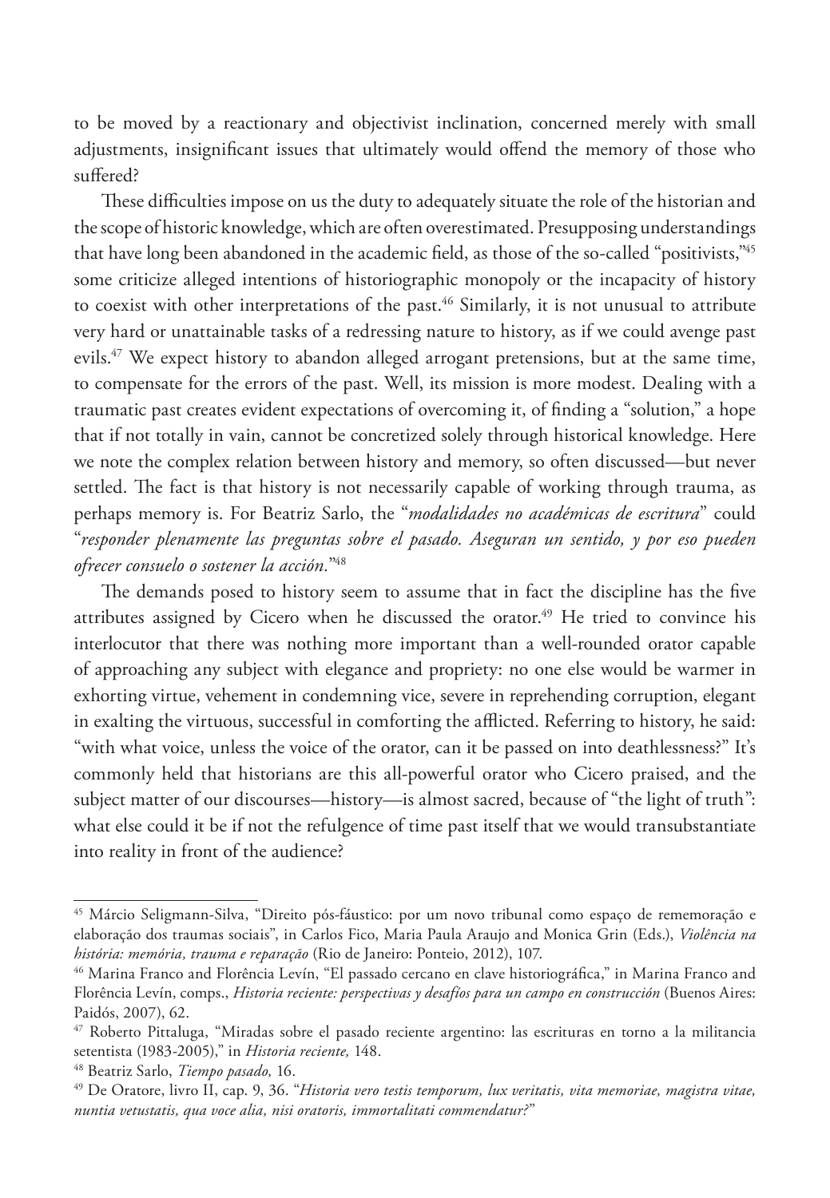to be moved by a reactionary and objectivist inclination, concerned merely with small adjustments, insignificant issues that ultimately would offend the memory of those who suffered?

These difficulties impose on us the duty to adequately situate the role of the historian and the scope of historic knowledge, which are often overestimated. Presupposing understandings that have long been abandoned in the academic field, as those of the so-called "positivists,"[45] some criticize alleged intentions of historiographic monopoly or the incapacity of history to coexist with other interpretations of the past.[46] Similarly, it is not unusual to attribute very hard or unattainable tasks of a redressing nature to history, as if we could avenge past evils.[47] We expect history to abandon alleged arrogant pretensions, but at the same time, to compensate for the errors of the past. Well, its mission is more modest. Dealing with a traumatic past creates evident expectations of overcoming it, of finding a "solution," a hope that if not totally in vain, cannot be concretized solely through historical knowledge. Here we note the complex relation between history and memory, so often discussed—but never settled. The fact is that history is not necessarily capable of working through trauma, as perhaps memory is. For Beatriz Sarlo, the "*modalidades no académicas de escritura*" could "*responder plenamente las preguntas sobre el pasado. Aseguran un sentido, y por eso pueden ofrecer consuelo o sostener la acción.*"[48]

The demands posed to history seem to assume that in fact the discipline has the five attributes assigned by Cicero when he discussed the orator.[49] He tried to convince his interlocutor that there was nothing more important than a well-rounded orator capable of approaching any subject with elegance and propriety: no one else would be warmer in exhorting virtue, vehement in condemning vice, severe in reprehending corruption, elegant in exalting the virtuous, successful in comforting the afflicted. Referring to history, he said: "with what voice, unless the voice of the orator, can it be passed on into deathlessness?" It's commonly held that historians are this all-powerful orator who Cicero praised, and the subject matter of our discourses—history—is almost sacred, because of "the light of truth": what else could it be if not the refulgence of time past itself that we would transubstantiate into reality in front of the audience?

---

[45] Márcio Seligmann-Silva, "Direito pós-fáustico: por um novo tribunal como espaço de rememoração e elaboração dos traumas sociais", in Carlos Fico, Maria Paula Araujo and Monica Grin (Eds.), *Violência na história: memória, trauma e reparação* (Rio de Janeiro: Ponteio, 2012), 107.

[46] Marina Franco and Florência Levín, "El passado cercano en clave historiográfica," in Marina Franco and Florência Levín, comps., *Historia reciente: perspectivas y desafíos para un campo en construcción* (Buenos Aires: Paidós, 2007), 62.

[47] Roberto Pittaluga, "Miradas sobre el pasado reciente argentino: las escrituras en torno a la militancia setentista (1983-2005)," in *Historia reciente,* 148.

[48] Beatriz Sarlo, *Tiempo pasado,* 16.

[49] De Oratore, livro II, cap. 9, 36. "*Historia vero testis temporum, lux veritatis, vita memoriae, magistra vitae, nuntia vetustatis, qua voce alia, nisi oratoris, immortalitati commendatur?*"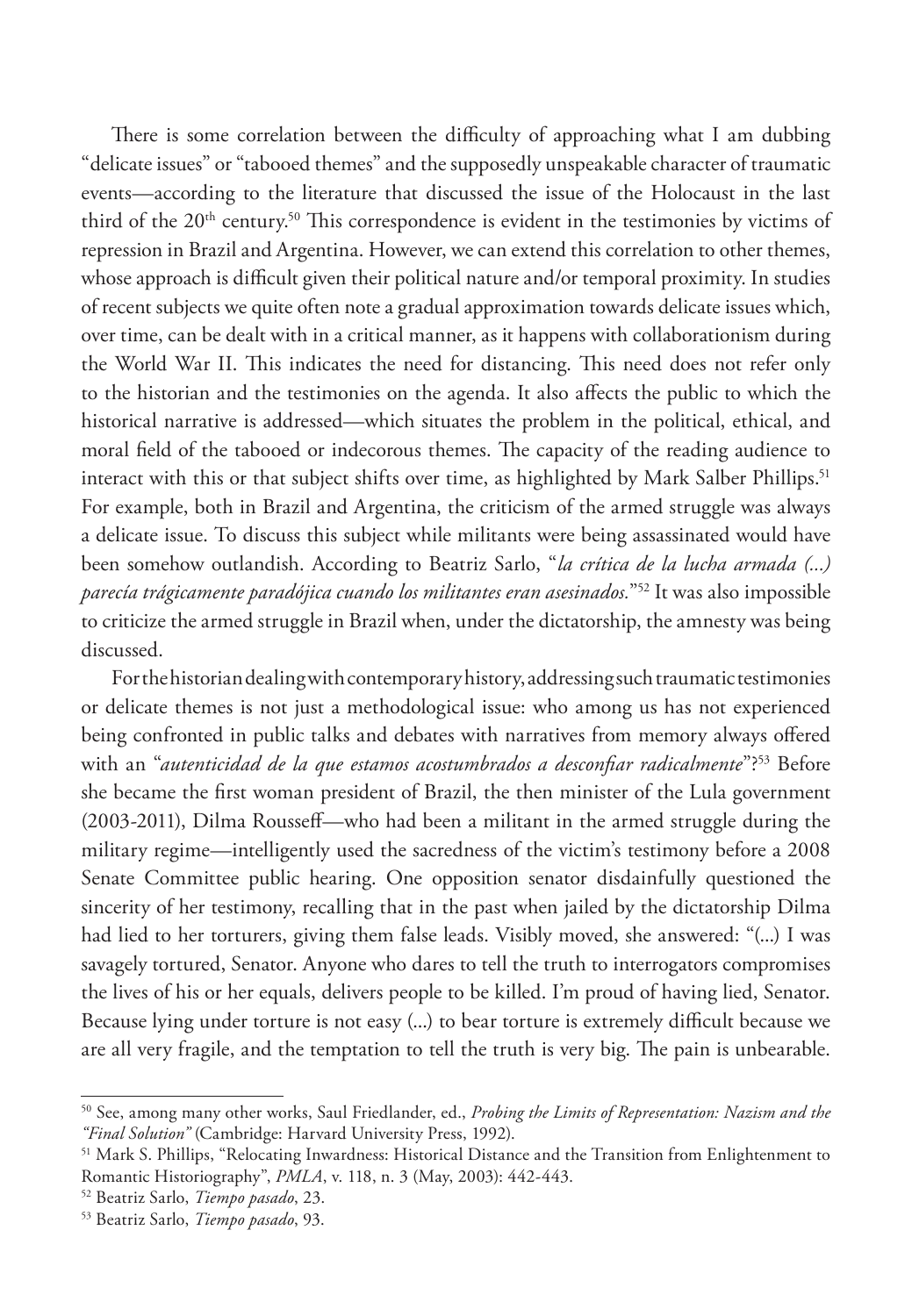There is some correlation between the difficulty of approaching what I am dubbing "delicate issues" or "tabooed themes" and the supposedly unspeakable character of traumatic events—according to the literature that discussed the issue of the Holocaust in the last third of the 20th century.[50] This correspondence is evident in the testimonies by victims of repression in Brazil and Argentina. However, we can extend this correlation to other themes, whose approach is difficult given their political nature and/or temporal proximity. In studies of recent subjects we quite often note a gradual approximation towards delicate issues which, over time, can be dealt with in a critical manner, as it happens with collaborationism during the World War II. This indicates the need for distancing. This need does not refer only to the historian and the testimonies on the agenda. It also affects the public to which the historical narrative is addressed—which situates the problem in the political, ethical, and moral field of the tabooed or indecorous themes. The capacity of the reading audience to interact with this or that subject shifts over time, as highlighted by Mark Salber Phillips.[51] For example, both in Brazil and Argentina, the criticism of the armed struggle was always a delicate issue. To discuss this subject while militants were being assassinated would have been somehow outlandish. According to Beatriz Sarlo, "*la crítica de la lucha armada (...) parecía trágicamente paradójica cuando los militantes eran asesinados.*"[52] It was also impossible to criticize the armed struggle in Brazil when, under the dictatorship, the amnesty was being discussed.

For the historian dealing with contemporary history, addressing such traumatic testimonies or delicate themes is not just a methodological issue: who among us has not experienced being confronted in public talks and debates with narratives from memory always offered with an "*autenticidad de la que estamos acostumbrados a desconfiar radicalmente*"?[53] Before she became the first woman president of Brazil, the then minister of the Lula government (2003-2011), Dilma Rousseff—who had been a militant in the armed struggle during the military regime—intelligently used the sacredness of the victim's testimony before a 2008 Senate Committee public hearing. One opposition senator disdainfully questioned the sincerity of her testimony, recalling that in the past when jailed by the dictatorship Dilma had lied to her torturers, giving them false leads. Visibly moved, she answered: "(...) I was savagely tortured, Senator. Anyone who dares to tell the truth to interrogators compromises the lives of his or her equals, delivers people to be killed. I'm proud of having lied, Senator. Because lying under torture is not easy (...) to bear torture is extremely difficult because we are all very fragile, and the temptation to tell the truth is very big. The pain is unbearable.

---

[50] See, among many other works, Saul Friedlander, ed., *Probing the Limits of Representation: Nazism and the "Final Solution"* (Cambridge: Harvard University Press, 1992).

[51] Mark S. Phillips, "Relocating Inwardness: Historical Distance and the Transition from Enlightenment to Romantic Historiography", *PMLA*, v. 118, n. 3 (May, 2003): 442-443.

[52] Beatriz Sarlo, *Tiempo pasado*, 23.

[53] Beatriz Sarlo, *Tiempo pasado*, 93.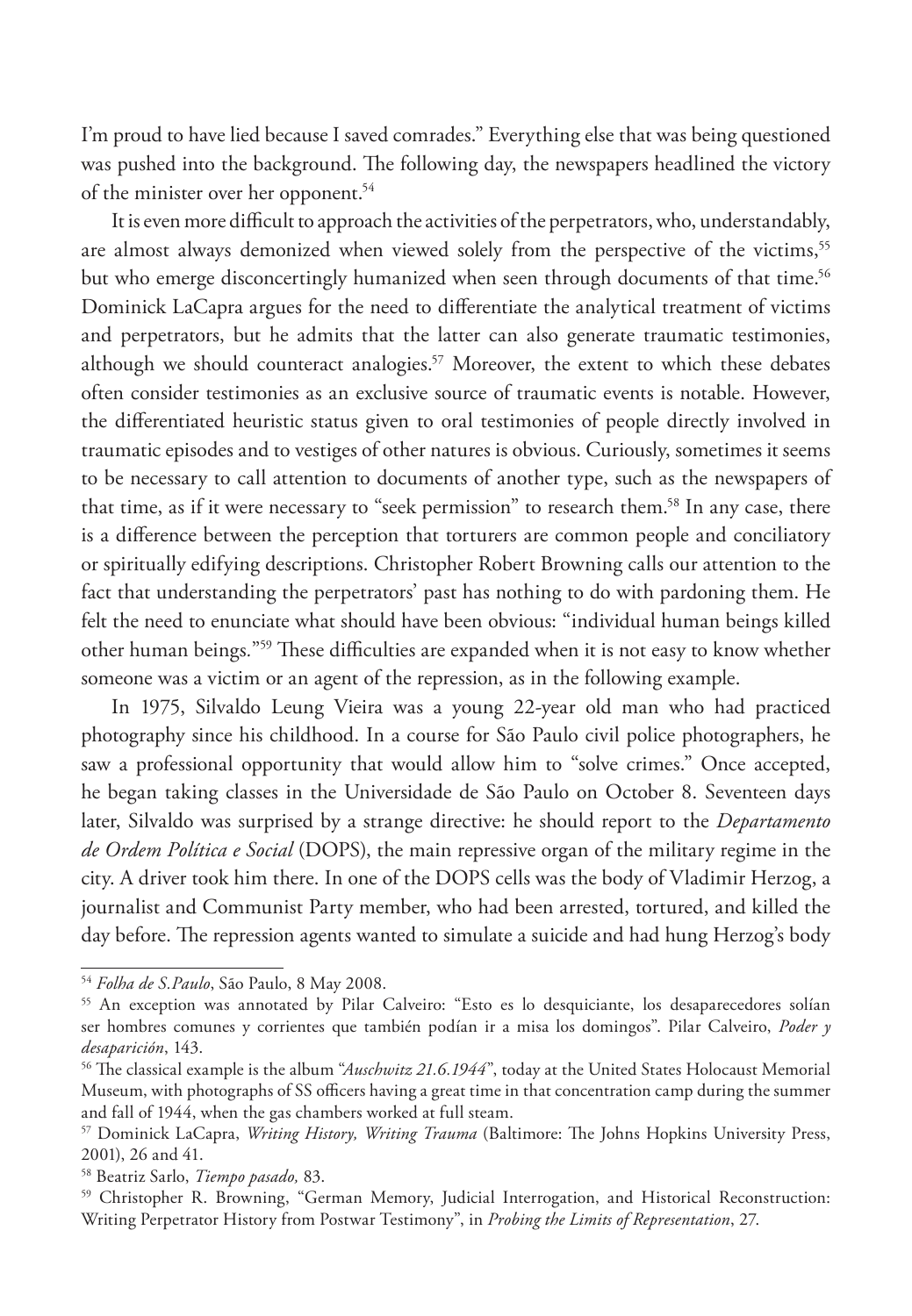I'm proud to have lied because I saved comrades." Everything else that was being questioned was pushed into the background. The following day, the newspapers headlined the victory of the minister over her opponent.[54]

It is even more difficult to approach the activities of the perpetrators, who, understandably, are almost always demonized when viewed solely from the perspective of the victims,[55] but who emerge disconcertingly humanized when seen through documents of that time.[56] Dominick LaCapra argues for the need to differentiate the analytical treatment of victims and perpetrators, but he admits that the latter can also generate traumatic testimonies, although we should counteract analogies.[57] Moreover, the extent to which these debates often consider testimonies as an exclusive source of traumatic events is notable. However, the differentiated heuristic status given to oral testimonies of people directly involved in traumatic episodes and to vestiges of other natures is obvious. Curiously, sometimes it seems to be necessary to call attention to documents of another type, such as the newspapers of that time, as if it were necessary to "seek permission" to research them.[58] In any case, there is a difference between the perception that torturers are common people and conciliatory or spiritually edifying descriptions. Christopher Robert Browning calls our attention to the fact that understanding the perpetrators' past has nothing to do with pardoning them. He felt the need to enunciate what should have been obvious: "individual human beings killed other human beings."[59] These difficulties are expanded when it is not easy to know whether someone was a victim or an agent of the repression, as in the following example.

In 1975, Silvaldo Leung Vieira was a young 22-year old man who had practiced photography since his childhood. In a course for São Paulo civil police photographers, he saw a professional opportunity that would allow him to "solve crimes." Once accepted, he began taking classes in the Universidade de São Paulo on October 8. Seventeen days later, Silvaldo was surprised by a strange directive: he should report to the *Departamento de Ordem Política e Social* (DOPS), the main repressive organ of the military regime in the city. A driver took him there. In one of the DOPS cells was the body of Vladimir Herzog, a journalist and Communist Party member, who had been arrested, tortured, and killed the day before. The repression agents wanted to simulate a suicide and had hung Herzog's body

---

[54] *Folha de S.Paulo*, São Paulo, 8 May 2008.

[55] An exception was annotated by Pilar Calveiro: "Esto es lo desquiciante, los desaparecedores solían ser hombres comunes y corrientes que también podían ir a misa los domingos". Pilar Calveiro, *Poder y desaparición*, 143.

[56] The classical example is the album "*Auschwitz 21.6.1944*", today at the United States Holocaust Memorial Museum, with photographs of SS officers having a great time in that concentration camp during the summer and fall of 1944, when the gas chambers worked at full steam.

[57] Dominick LaCapra, *Writing History, Writing Trauma* (Baltimore: The Johns Hopkins University Press, 2001), 26 and 41.

[58] Beatriz Sarlo, *Tiempo pasado,* 83.

[59] Christopher R. Browning, "German Memory, Judicial Interrogation, and Historical Reconstruction: Writing Perpetrator History from Postwar Testimony", in *Probing the Limits of Representation*, 27.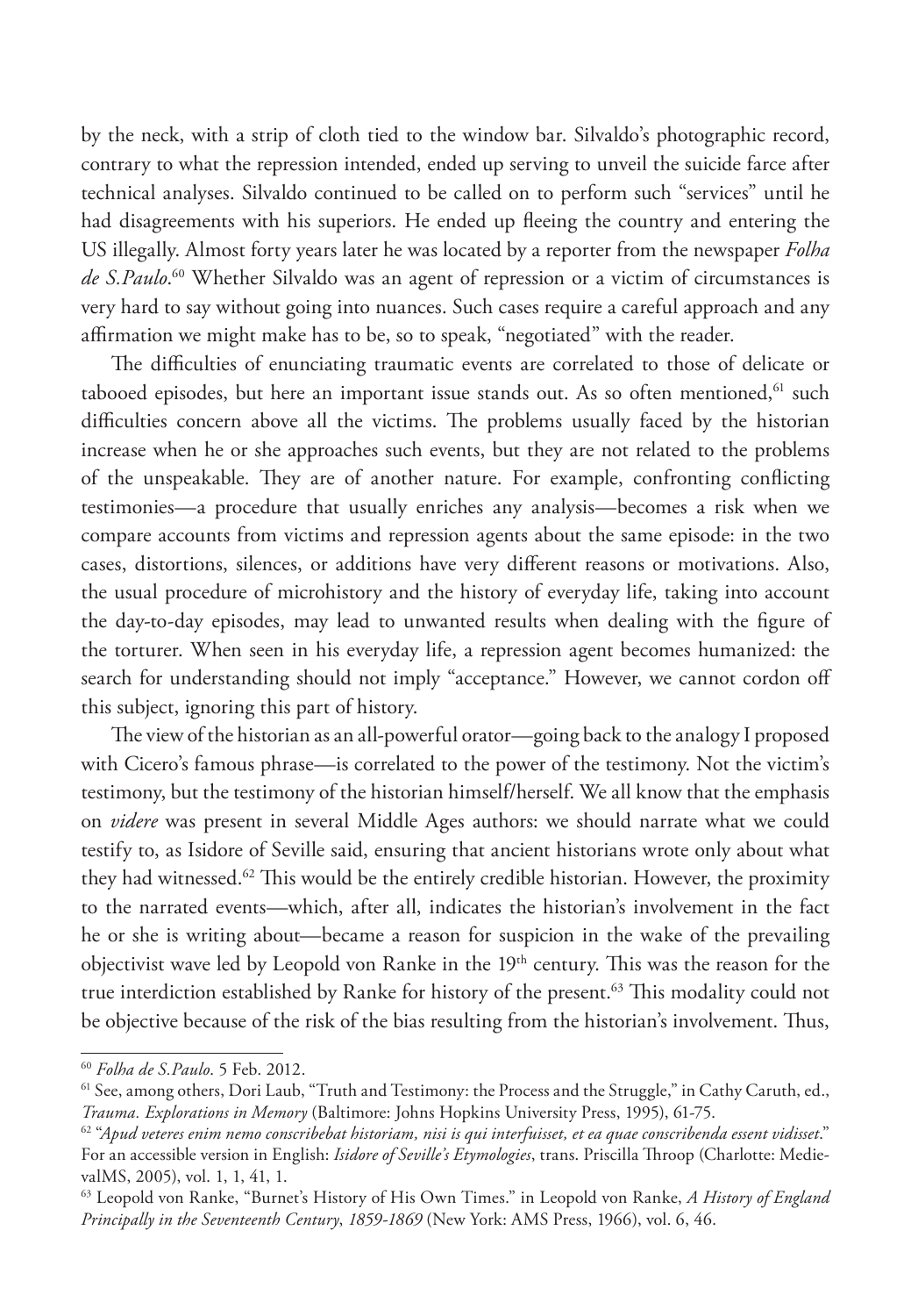by the neck, with a strip of cloth tied to the window bar. Silvaldo's photographic record, contrary to what the repression intended, ended up serving to unveil the suicide farce after technical analyses. Silvaldo continued to be called on to perform such "services" until he had disagreements with his superiors. He ended up fleeing the country and entering the US illegally. Almost forty years later he was located by a reporter from the newspaper *Folha de S.Paulo*.[60] Whether Silvaldo was an agent of repression or a victim of circumstances is very hard to say without going into nuances. Such cases require a careful approach and any affirmation we might make has to be, so to speak, "negotiated" with the reader.

The difficulties of enunciating traumatic events are correlated to those of delicate or tabooed episodes, but here an important issue stands out. As so often mentioned,[61] such difficulties concern above all the victims. The problems usually faced by the historian increase when he or she approaches such events, but they are not related to the problems of the unspeakable. They are of another nature. For example, confronting conflicting testimonies—a procedure that usually enriches any analysis—becomes a risk when we compare accounts from victims and repression agents about the same episode: in the two cases, distortions, silences, or additions have very different reasons or motivations. Also, the usual procedure of microhistory and the history of everyday life, taking into account the day-to-day episodes, may lead to unwanted results when dealing with the figure of the torturer. When seen in his everyday life, a repression agent becomes humanized: the search for understanding should not imply "acceptance." However, we cannot cordon off this subject, ignoring this part of history.

The view of the historian as an all-powerful orator—going back to the analogy I proposed with Cicero's famous phrase—is correlated to the power of the testimony. Not the victim's testimony, but the testimony of the historian himself/herself. We all know that the emphasis on *videre* was present in several Middle Ages authors: we should narrate what we could testify to, as Isidore of Seville said, ensuring that ancient historians wrote only about what they had witnessed.[62] This would be the entirely credible historian. However, the proximity to the narrated events—which, after all, indicates the historian's involvement in the fact he or she is writing about—became a reason for suspicion in the wake of the prevailing objectivist wave led by Leopold von Ranke in the 19th century. This was the reason for the true interdiction established by Ranke for history of the present.[63] This modality could not be objective because of the risk of the bias resulting from the historian's involvement. Thus,

---

[60] *Folha de S.Paulo*. 5 Feb. 2012.

[61] See, among others, Dori Laub, "Truth and Testimony: the Process and the Struggle," in Cathy Caruth, ed., *Trauma. Explorations in Memory* (Baltimore: Johns Hopkins University Press, 1995), 61-75.

[62] "*Apud veteres enim nemo conscribebat historiam, nisi is qui interfuisset, et ea quae conscribenda essent vidisset*." For an accessible version in English: *Isidore of Seville's Etymologies*, trans. Priscilla Throop (Charlotte: MedievalMS, 2005), vol. 1, 1, 41, 1.

[63] Leopold von Ranke, "Burnet's History of His Own Times." in Leopold von Ranke, *A History of England Principally in the Seventeenth Century, 1859-1869* (New York: AMS Press, 1966), vol. 6, 46.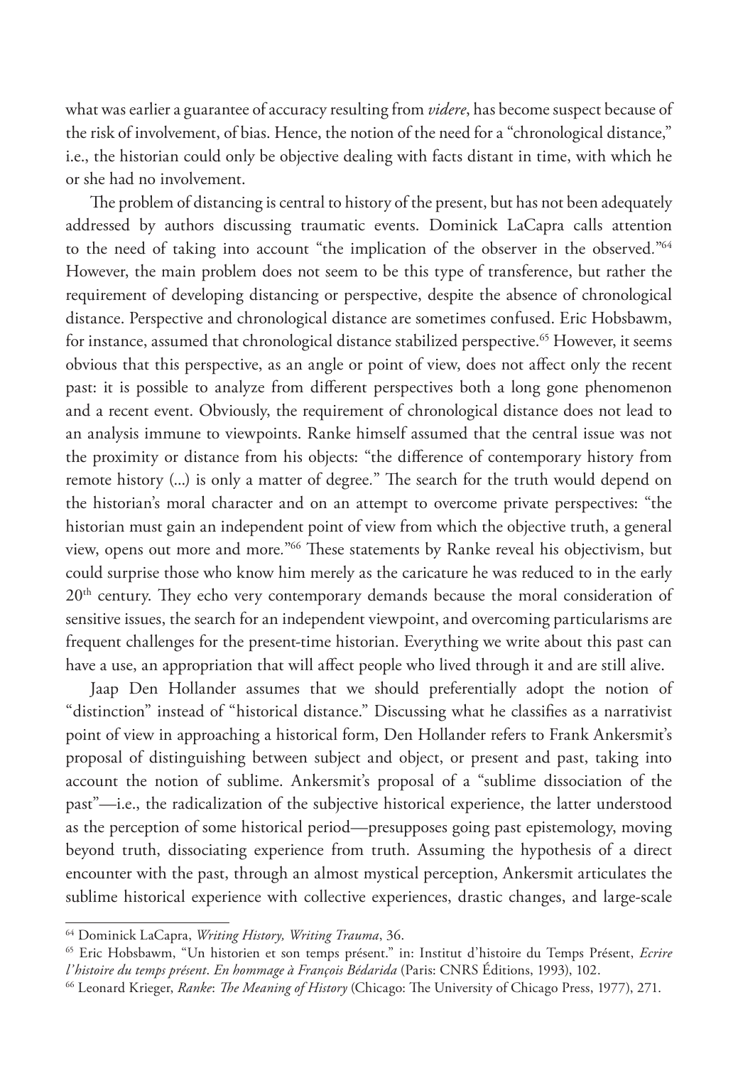what was earlier a guarantee of accuracy resulting from *videre*, has become suspect because of the risk of involvement, of bias. Hence, the notion of the need for a "chronological distance," i.e., the historian could only be objective dealing with facts distant in time, with which he or she had no involvement.

The problem of distancing is central to history of the present, but has not been adequately addressed by authors discussing traumatic events. Dominick LaCapra calls attention to the need of taking into account "the implication of the observer in the observed."[64] However, the main problem does not seem to be this type of transference, but rather the requirement of developing distancing or perspective, despite the absence of chronological distance. Perspective and chronological distance are sometimes confused. Eric Hobsbawm, for instance, assumed that chronological distance stabilized perspective.[65] However, it seems obvious that this perspective, as an angle or point of view, does not affect only the recent past: it is possible to analyze from different perspectives both a long gone phenomenon and a recent event. Obviously, the requirement of chronological distance does not lead to an analysis immune to viewpoints. Ranke himself assumed that the central issue was not the proximity or distance from his objects: "the difference of contemporary history from remote history (...) is only a matter of degree." The search for the truth would depend on the historian's moral character and on an attempt to overcome private perspectives: "the historian must gain an independent point of view from which the objective truth, a general view, opens out more and more."[66] These statements by Ranke reveal his objectivism, but could surprise those who know him merely as the caricature he was reduced to in the early 20th century. They echo very contemporary demands because the moral consideration of sensitive issues, the search for an independent viewpoint, and overcoming particularisms are frequent challenges for the present-time historian. Everything we write about this past can have a use, an appropriation that will affect people who lived through it and are still alive.

Jaap Den Hollander assumes that we should preferentially adopt the notion of "distinction" instead of "historical distance." Discussing what he classifies as a narrativist point of view in approaching a historical form, Den Hollander refers to Frank Ankersmit's proposal of distinguishing between subject and object, or present and past, taking into account the notion of sublime. Ankersmit's proposal of a "sublime dissociation of the past"—i.e., the radicalization of the subjective historical experience, the latter understood as the perception of some historical period—presupposes going past epistemology, moving beyond truth, dissociating experience from truth. Assuming the hypothesis of a direct encounter with the past, through an almost mystical perception, Ankersmit articulates the sublime historical experience with collective experiences, drastic changes, and large-scale

---

[64] Dominick LaCapra, *Writing History, Writing Trauma*, 36.

[65] Eric Hobsbawm, "Un historien et son temps présent." in: Institut d'histoire du Temps Présent, *Ecrire l'histoire du temps présent. En hommage à François Bédarida* (Paris: CNRS Éditions, 1993), 102.

[66] Leonard Krieger, *Ranke*: *The Meaning of History* (Chicago: The University of Chicago Press, 1977), 271.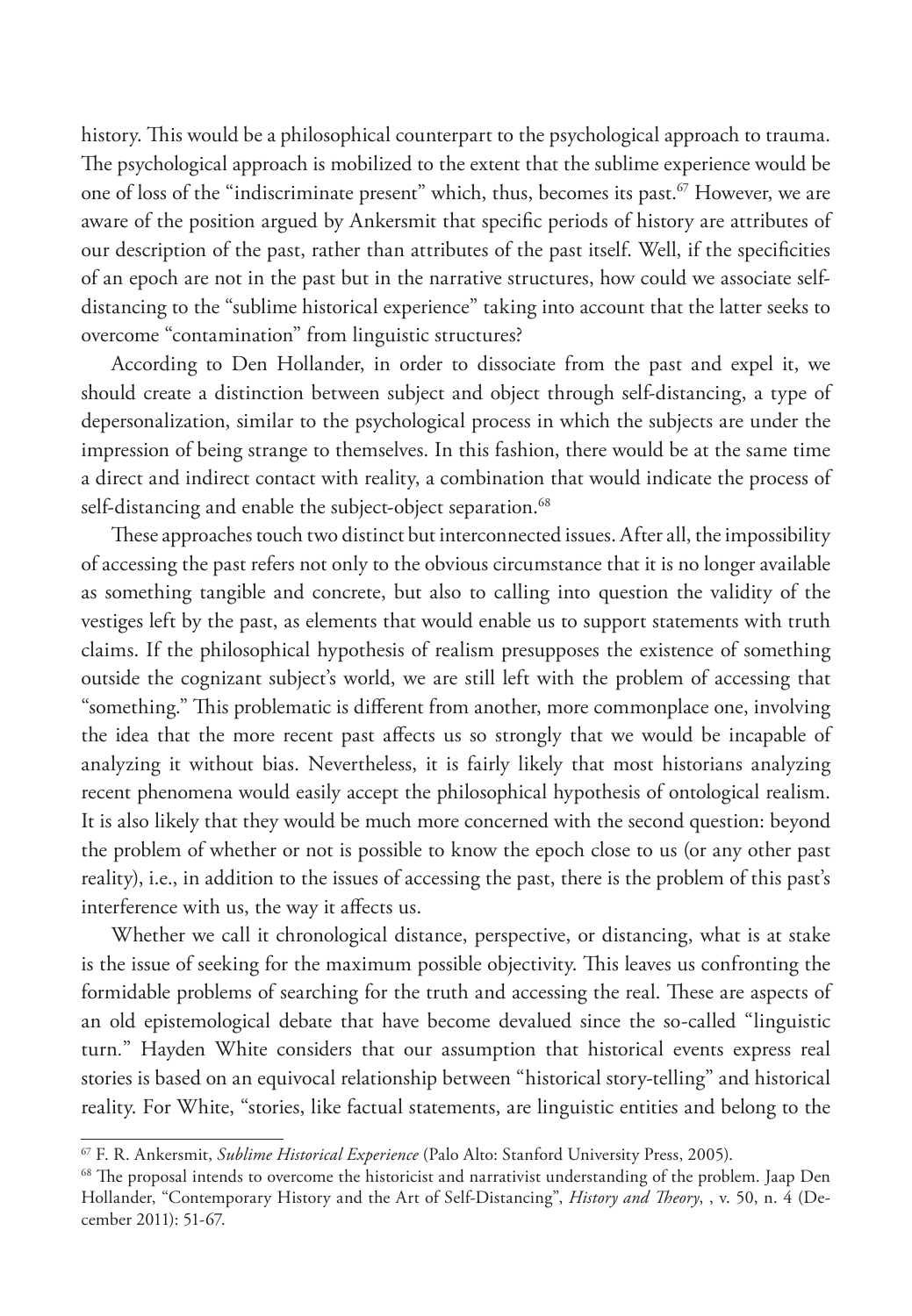history. This would be a philosophical counterpart to the psychological approach to trauma. The psychological approach is mobilized to the extent that the sublime experience would be one of loss of the "indiscriminate present" which, thus, becomes its past.[67] However, we are aware of the position argued by Ankersmit that specific periods of history are attributes of our description of the past, rather than attributes of the past itself. Well, if the specificities of an epoch are not in the past but in the narrative structures, how could we associate self-distancing to the "sublime historical experience" taking into account that the latter seeks to overcome "contamination" from linguistic structures?

According to Den Hollander, in order to dissociate from the past and expel it, we should create a distinction between subject and object through self-distancing, a type of depersonalization, similar to the psychological process in which the subjects are under the impression of being strange to themselves. In this fashion, there would be at the same time a direct and indirect contact with reality, a combination that would indicate the process of self-distancing and enable the subject-object separation.[68]

These approaches touch two distinct but interconnected issues. After all, the impossibility of accessing the past refers not only to the obvious circumstance that it is no longer available as something tangible and concrete, but also to calling into question the validity of the vestiges left by the past, as elements that would enable us to support statements with truth claims. If the philosophical hypothesis of realism presupposes the existence of something outside the cognizant subject's world, we are still left with the problem of accessing that "something." This problematic is different from another, more commonplace one, involving the idea that the more recent past affects us so strongly that we would be incapable of analyzing it without bias. Nevertheless, it is fairly likely that most historians analyzing recent phenomena would easily accept the philosophical hypothesis of ontological realism. It is also likely that they would be much more concerned with the second question: beyond the problem of whether or not is possible to know the epoch close to us (or any other past reality), i.e., in addition to the issues of accessing the past, there is the problem of this past's interference with us, the way it affects us.

Whether we call it chronological distance, perspective, or distancing, what is at stake is the issue of seeking for the maximum possible objectivity. This leaves us confronting the formidable problems of searching for the truth and accessing the real. These are aspects of an old epistemological debate that have become devalued since the so-called "linguistic turn." Hayden White considers that our assumption that historical events express real stories is based on an equivocal relationship between "historical story-telling" and historical reality. For White, "stories, like factual statements, are linguistic entities and belong to the

---

[67] F. R. Ankersmit, *Sublime Historical Experience* (Palo Alto: Stanford University Press, 2005).

[68] The proposal intends to overcome the historicist and narrativist understanding of the problem. Jaap Den Hollander, "Contemporary History and the Art of Self-Distancing", *History and Theory*, , v. 50, n. 4 (December 2011): 51-67.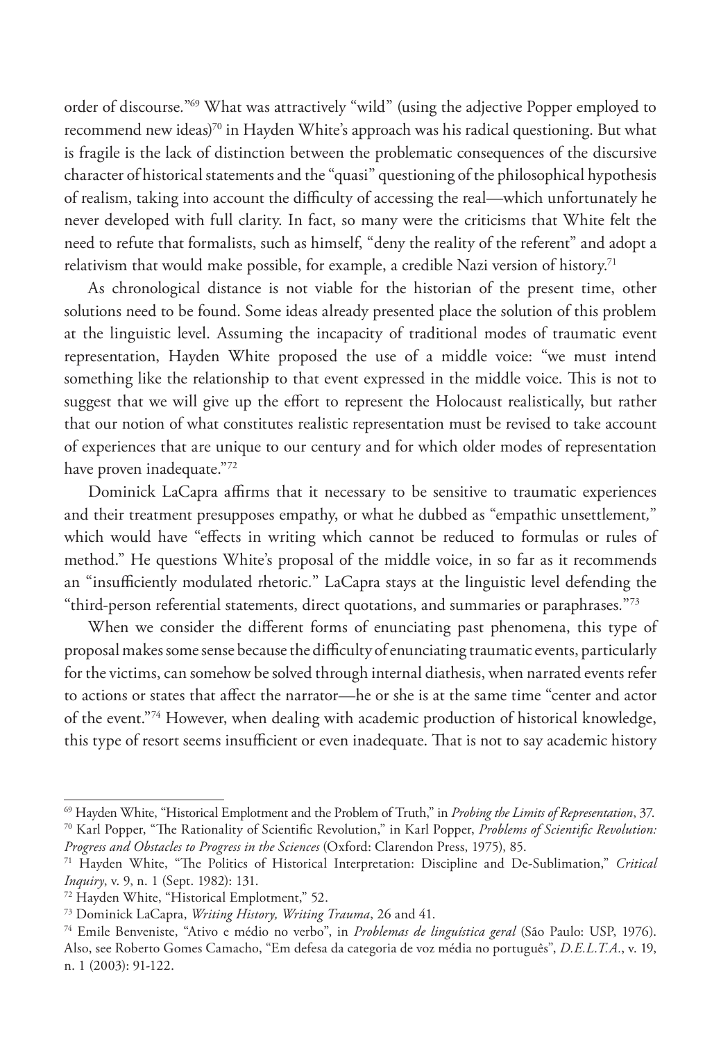order of discourse."[69] What was attractively "wild" (using the adjective Popper employed to recommend new ideas)[70] in Hayden White's approach was his radical questioning. But what is fragile is the lack of distinction between the problematic consequences of the discursive character of historical statements and the "quasi" questioning of the philosophical hypothesis of realism, taking into account the difficulty of accessing the real—which unfortunately he never developed with full clarity. In fact, so many were the criticisms that White felt the need to refute that formalists, such as himself, "deny the reality of the referent" and adopt a relativism that would make possible, for example, a credible Nazi version of history.[71]

As chronological distance is not viable for the historian of the present time, other solutions need to be found. Some ideas already presented place the solution of this problem at the linguistic level. Assuming the incapacity of traditional modes of traumatic event representation, Hayden White proposed the use of a middle voice: "we must intend something like the relationship to that event expressed in the middle voice. This is not to suggest that we will give up the effort to represent the Holocaust realistically, but rather that our notion of what constitutes realistic representation must be revised to take account of experiences that are unique to our century and for which older modes of representation have proven inadequate."[72]

Dominick LaCapra affirms that it necessary to be sensitive to traumatic experiences and their treatment presupposes empathy, or what he dubbed as "empathic unsettlement," which would have "effects in writing which cannot be reduced to formulas or rules of method." He questions White's proposal of the middle voice, in so far as it recommends an "insufficiently modulated rhetoric." LaCapra stays at the linguistic level defending the "third-person referential statements, direct quotations, and summaries or paraphrases."[73]

When we consider the different forms of enunciating past phenomena, this type of proposal makes some sense because the difficulty of enunciating traumatic events, particularly for the victims, can somehow be solved through internal diathesis, when narrated events refer to actions or states that affect the narrator—he or she is at the same time "center and actor of the event."[74] However, when dealing with academic production of historical knowledge, this type of resort seems insufficient or even inadequate. That is not to say academic history

---

[69] Hayden White, "Historical Emplotment and the Problem of Truth," in *Probing the Limits of Representation*, 37.

[70] Karl Popper, "The Rationality of Scientific Revolution," in Karl Popper, *Problems of Scientific Revolution: Progress and Obstacles to Progress in the Sciences* (Oxford: Clarendon Press, 1975), 85.

[71] Hayden White, "The Politics of Historical Interpretation: Discipline and De-Sublimation," *Critical Inquiry*, v. 9, n. 1 (Sept. 1982): 131.

[72] Hayden White, "Historical Emplotment," 52.

[73] Dominick LaCapra, *Writing History, Writing Trauma*, 26 and 41.

[74] Emile Benveniste, "Ativo e médio no verbo", in *Problemas de linguística geral* (São Paulo: USP, 1976). Also, see Roberto Gomes Camacho, "Em defesa da categoria de voz média no português", *D.E.L.T.A.*, v. 19, n. 1 (2003): 91-122.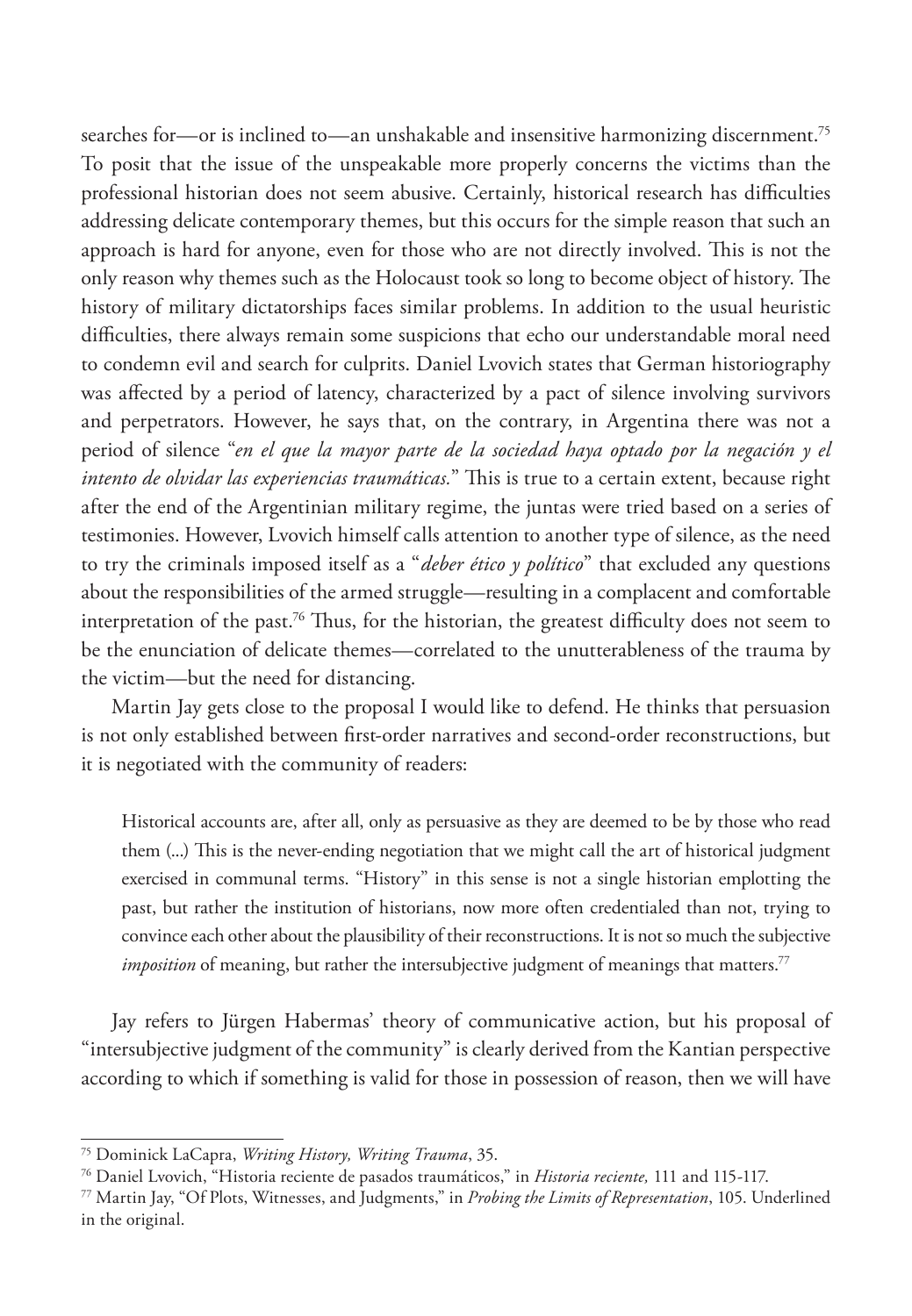searches for—or is inclined to—an unshakable and insensitive harmonizing discernment.[75] To posit that the issue of the unspeakable more properly concerns the victims than the professional historian does not seem abusive. Certainly, historical research has difficulties addressing delicate contemporary themes, but this occurs for the simple reason that such an approach is hard for anyone, even for those who are not directly involved. This is not the only reason why themes such as the Holocaust took so long to become object of history. The history of military dictatorships faces similar problems. In addition to the usual heuristic difficulties, there always remain some suspicions that echo our understandable moral need to condemn evil and search for culprits. Daniel Lvovich states that German historiography was affected by a period of latency, characterized by a pact of silence involving survivors and perpetrators. However, he says that, on the contrary, in Argentina there was not a period of silence "*en el que la mayor parte de la sociedad haya optado por la negación y el intento de olvidar las experiencias traumáticas.*" This is true to a certain extent, because right after the end of the Argentinian military regime, the juntas were tried based on a series of testimonies. However, Lvovich himself calls attention to another type of silence, as the need to try the criminals imposed itself as a "*deber ético y político*" that excluded any questions about the responsibilities of the armed struggle—resulting in a complacent and comfortable interpretation of the past.[76] Thus, for the historian, the greatest difficulty does not seem to be the enunciation of delicate themes—correlated to the unutterableness of the trauma by the victim—but the need for distancing.

Martin Jay gets close to the proposal I would like to defend. He thinks that persuasion is not only established between first-order narratives and second-order reconstructions, but it is negotiated with the community of readers:

> Historical accounts are, after all, only as persuasive as they are deemed to be by those who read them (...) This is the never-ending negotiation that we might call the art of historical judgment exercised in communal terms. "History" in this sense is not a single historian emplotting the past, but rather the institution of historians, now more often credentialed than not, trying to convince each other about the plausibility of their reconstructions. It is not so much the subjective *imposition* of meaning, but rather the intersubjective judgment of meanings that matters.[77]

Jay refers to Jürgen Habermas' theory of communicative action, but his proposal of "intersubjective judgment of the community" is clearly derived from the Kantian perspective according to which if something is valid for those in possession of reason, then we will have

---

[75] Dominick LaCapra, *Writing History, Writing Trauma*, 35.

[76] Daniel Lvovich, "Historia reciente de pasados traumáticos," in *Historia reciente,* 111 and 115-117.

[77] Martin Jay, "Of Plots, Witnesses, and Judgments," in *Probing the Limits of Representation*, 105. Underlined in the original.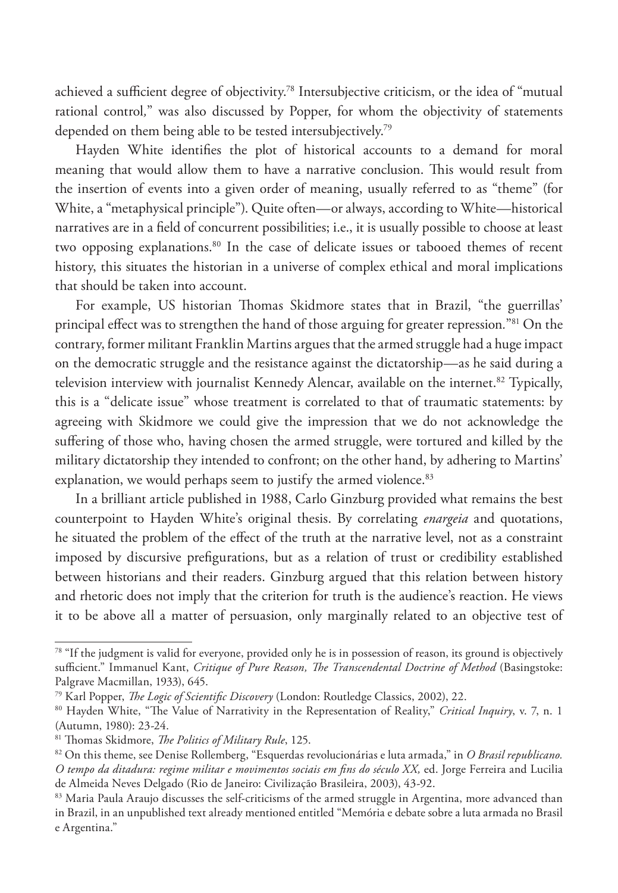achieved a sufficient degree of objectivity.[78] Intersubjective criticism, or the idea of "mutual rational control," was also discussed by Popper, for whom the objectivity of statements depended on them being able to be tested intersubjectively.[79]

Hayden White identifies the plot of historical accounts to a demand for moral meaning that would allow them to have a narrative conclusion. This would result from the insertion of events into a given order of meaning, usually referred to as "theme" (for White, a "metaphysical principle"). Quite often—or always, according to White—historical narratives are in a field of concurrent possibilities; i.e., it is usually possible to choose at least two opposing explanations.[80] In the case of delicate issues or tabooed themes of recent history, this situates the historian in a universe of complex ethical and moral implications that should be taken into account.

For example, US historian Thomas Skidmore states that in Brazil, "the guerrillas' principal effect was to strengthen the hand of those arguing for greater repression."[81] On the contrary, former militant Franklin Martins argues that the armed struggle had a huge impact on the democratic struggle and the resistance against the dictatorship—as he said during a television interview with journalist Kennedy Alencar, available on the internet.[82] Typically, this is a "delicate issue" whose treatment is correlated to that of traumatic statements: by agreeing with Skidmore we could give the impression that we do not acknowledge the suffering of those who, having chosen the armed struggle, were tortured and killed by the military dictatorship they intended to confront; on the other hand, by adhering to Martins' explanation, we would perhaps seem to justify the armed violence.[83]

In a brilliant article published in 1988, Carlo Ginzburg provided what remains the best counterpoint to Hayden White's original thesis. By correlating *enargeia* and quotations, he situated the problem of the effect of the truth at the narrative level, not as a constraint imposed by discursive prefigurations, but as a relation of trust or credibility established between historians and their readers. Ginzburg argued that this relation between history and rhetoric does not imply that the criterion for truth is the audience's reaction. He views it to be above all a matter of persuasion, only marginally related to an objective test of

---

[78] "If the judgment is valid for everyone, provided only he is in possession of reason, its ground is objectively sufficient." Immanuel Kant, *Critique of Pure Reason, The Transcendental Doctrine of Method* (Basingstoke: Palgrave Macmillan, 1933), 645.

[79] Karl Popper, *The Logic of Scientific Discovery* (London: Routledge Classics, 2002), 22.

[80] Hayden White, "The Value of Narrativity in the Representation of Reality," *Critical Inquiry*, v. 7, n. 1 (Autumn, 1980): 23-24.

[81] Thomas Skidmore, *The Politics of Military Rule*, 125.

[82] On this theme, see Denise Rollemberg, "Esquerdas revolucionárias e luta armada," in *O Brasil republicano. O tempo da ditadura: regime militar e movimentos sociais em fins do século XX,* ed. Jorge Ferreira and Lucilia de Almeida Neves Delgado (Rio de Janeiro: Civilização Brasileira, 2003), 43-92.

[83] Maria Paula Araujo discusses the self-criticisms of the armed struggle in Argentina, more advanced than in Brazil, in an unpublished text already mentioned entitled "Memória e debate sobre a luta armada no Brasil e Argentina."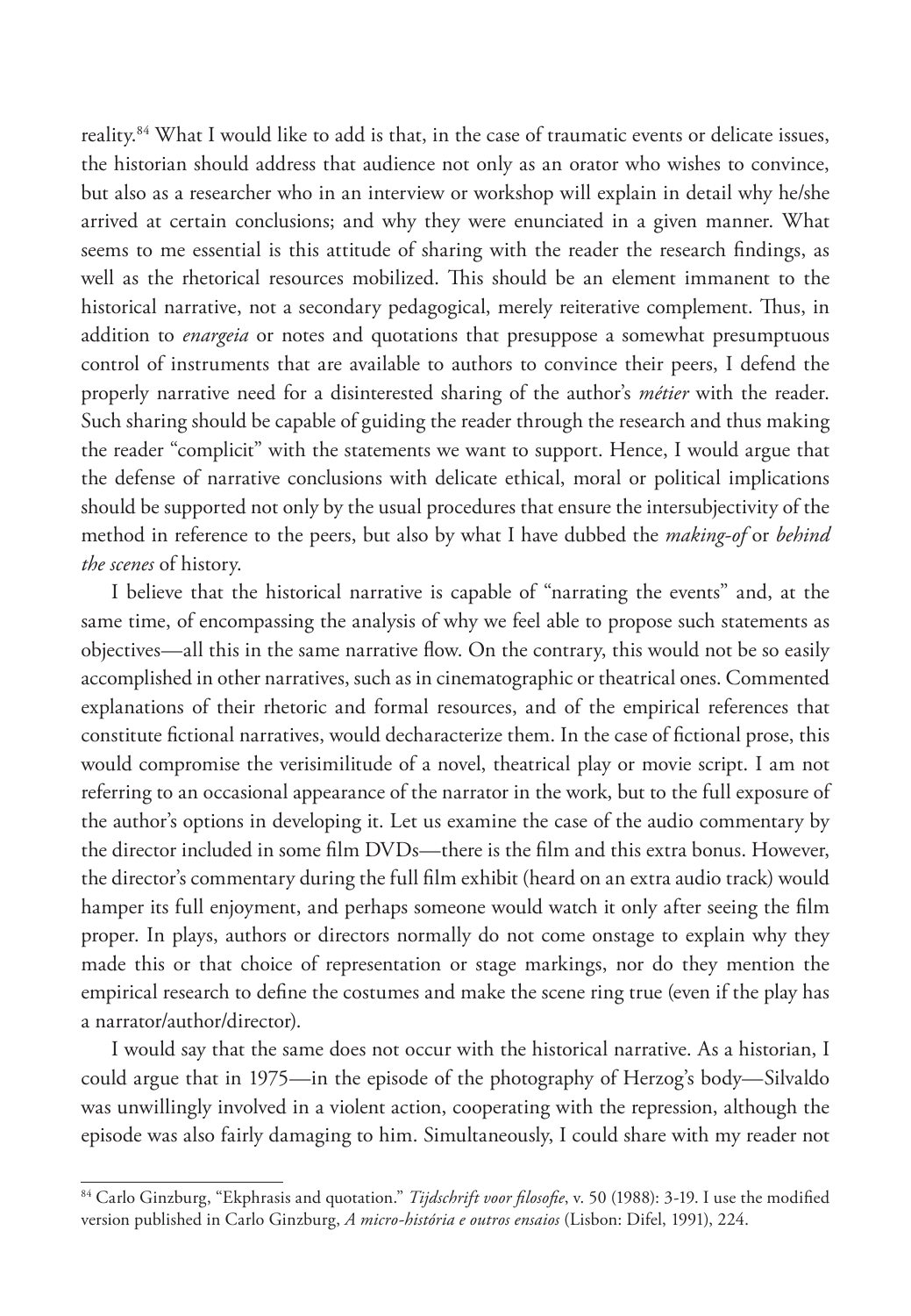reality.[84] What I would like to add is that, in the case of traumatic events or delicate issues, the historian should address that audience not only as an orator who wishes to convince, but also as a researcher who in an interview or workshop will explain in detail why he/she arrived at certain conclusions; and why they were enunciated in a given manner. What seems to me essential is this attitude of sharing with the reader the research findings, as well as the rhetorical resources mobilized. This should be an element immanent to the historical narrative, not a secondary pedagogical, merely reiterative complement. Thus, in addition to *enargeia* or notes and quotations that presuppose a somewhat presumptuous control of instruments that are available to authors to convince their peers, I defend the properly narrative need for a disinterested sharing of the author's *métier* with the reader. Such sharing should be capable of guiding the reader through the research and thus making the reader "complicit" with the statements we want to support. Hence, I would argue that the defense of narrative conclusions with delicate ethical, moral or political implications should be supported not only by the usual procedures that ensure the intersubjectivity of the method in reference to the peers, but also by what I have dubbed the *making-of* or *behind the scenes* of history.

I believe that the historical narrative is capable of "narrating the events" and, at the same time, of encompassing the analysis of why we feel able to propose such statements as objectives—all this in the same narrative flow. On the contrary, this would not be so easily accomplished in other narratives, such as in cinematographic or theatrical ones. Commented explanations of their rhetoric and formal resources, and of the empirical references that constitute fictional narratives, would decharacterize them. In the case of fictional prose, this would compromise the verisimilitude of a novel, theatrical play or movie script. I am not referring to an occasional appearance of the narrator in the work, but to the full exposure of the author's options in developing it. Let us examine the case of the audio commentary by the director included in some film DVDs—there is the film and this extra bonus. However, the director's commentary during the full film exhibit (heard on an extra audio track) would hamper its full enjoyment, and perhaps someone would watch it only after seeing the film proper. In plays, authors or directors normally do not come onstage to explain why they made this or that choice of representation or stage markings, nor do they mention the empirical research to define the costumes and make the scene ring true (even if the play has a narrator/author/director).

I would say that the same does not occur with the historical narrative. As a historian, I could argue that in 1975—in the episode of the photography of Herzog's body—Silvaldo was unwillingly involved in a violent action, cooperating with the repression, although the episode was also fairly damaging to him. Simultaneously, I could share with my reader not

---

[84] Carlo Ginzburg, "Ekphrasis and quotation." *Tijdschrift voor filosofie*, v. 50 (1988): 3-19. I use the modified version published in Carlo Ginzburg, *A micro-história e outros ensaios* (Lisbon: Difel, 1991), 224.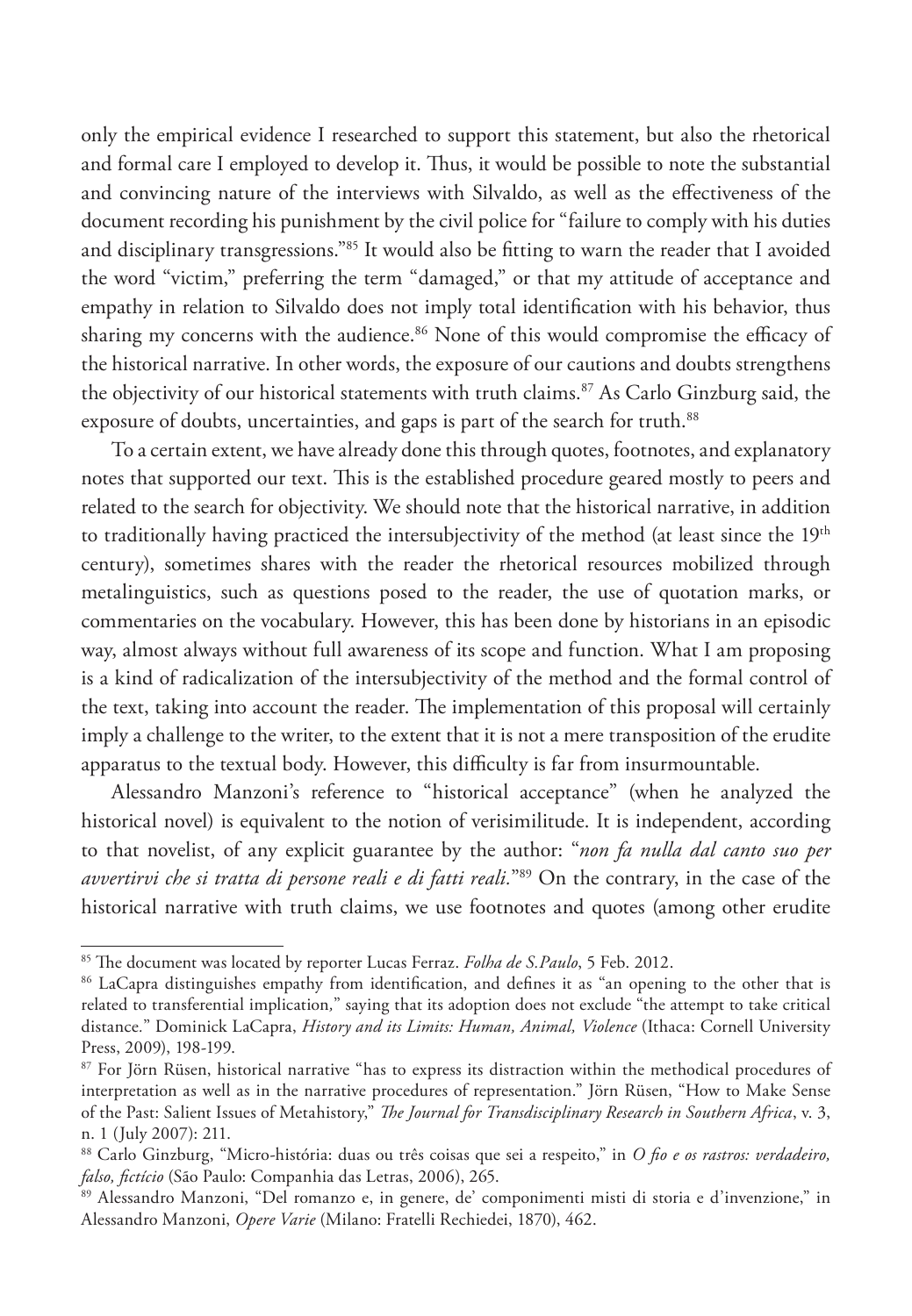only the empirical evidence I researched to support this statement, but also the rhetorical and formal care I employed to develop it. Thus, it would be possible to note the substantial and convincing nature of the interviews with Silvaldo, as well as the effectiveness of the document recording his punishment by the civil police for "failure to comply with his duties and disciplinary transgressions."[85] It would also be fitting to warn the reader that I avoided the word "victim," preferring the term "damaged," or that my attitude of acceptance and empathy in relation to Silvaldo does not imply total identification with his behavior, thus sharing my concerns with the audience.[86] None of this would compromise the efficacy of the historical narrative. In other words, the exposure of our cautions and doubts strengthens the objectivity of our historical statements with truth claims.[87] As Carlo Ginzburg said, the exposure of doubts, uncertainties, and gaps is part of the search for truth.[88]

To a certain extent, we have already done this through quotes, footnotes, and explanatory notes that supported our text. This is the established procedure geared mostly to peers and related to the search for objectivity. We should note that the historical narrative, in addition to traditionally having practiced the intersubjectivity of the method (at least since the 19th century), sometimes shares with the reader the rhetorical resources mobilized through metalinguistics, such as questions posed to the reader, the use of quotation marks, or commentaries on the vocabulary. However, this has been done by historians in an episodic way, almost always without full awareness of its scope and function. What I am proposing is a kind of radicalization of the intersubjectivity of the method and the formal control of the text, taking into account the reader. The implementation of this proposal will certainly imply a challenge to the writer, to the extent that it is not a mere transposition of the erudite apparatus to the textual body. However, this difficulty is far from insurmountable.

Alessandro Manzoni's reference to "historical acceptance" (when he analyzed the historical novel) is equivalent to the notion of verisimilitude. It is independent, according to that novelist, of any explicit guarantee by the author: "*non fa nulla dal canto suo per avvertirvi che si tratta di persone reali e di fatti reali.*"[89] On the contrary, in the case of the historical narrative with truth claims, we use footnotes and quotes (among other erudite

---

[85] The document was located by reporter Lucas Ferraz. *Folha de S.Paulo*, 5 Feb. 2012.

[86] LaCapra distinguishes empathy from identification, and defines it as "an opening to the other that is related to transferential implication," saying that its adoption does not exclude "the attempt to take critical distance." Dominick LaCapra, *History and its Limits: Human, Animal, Violence* (Ithaca: Cornell University Press, 2009), 198-199.

[87] For Jörn Rüsen, historical narrative "has to express its distraction within the methodical procedures of interpretation as well as in the narrative procedures of representation." Jörn Rüsen, "How to Make Sense of the Past: Salient Issues of Metahistory," *The Journal for Transdisciplinary Research in Southern Africa*, v. 3, n. 1 (July 2007): 211.

[88] Carlo Ginzburg, "Micro-história: duas ou três coisas que sei a respeito," in *O fio e os rastros: verdadeiro, falso, fictício* (São Paulo: Companhia das Letras, 2006), 265.

[89] Alessandro Manzoni, "Del romanzo e, in genere, de' componimenti misti di storia e d'invenzione," in Alessandro Manzoni, *Opere Varie* (Milano: Fratelli Rechiedei, 1870), 462.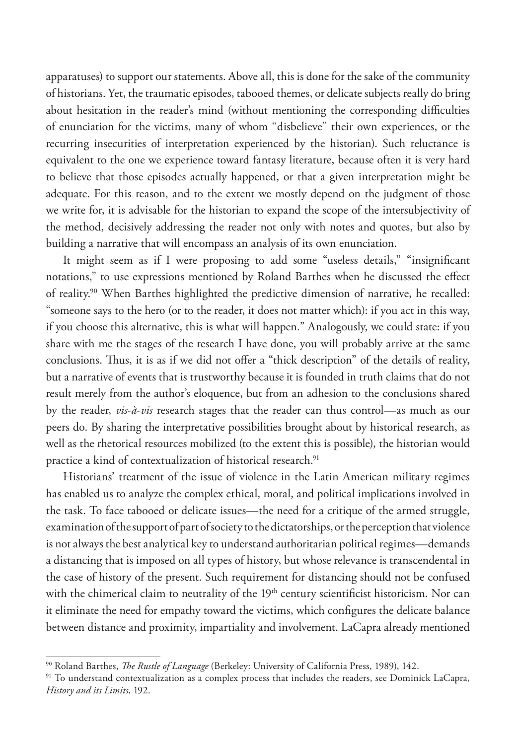apparatuses) to support our statements. Above all, this is done for the sake of the community of historians. Yet, the traumatic episodes, tabooed themes, or delicate subjects really do bring about hesitation in the reader's mind (without mentioning the corresponding difficulties of enunciation for the victims, many of whom "disbelieve" their own experiences, or the recurring insecurities of interpretation experienced by the historian). Such reluctance is equivalent to the one we experience toward fantasy literature, because often it is very hard to believe that those episodes actually happened, or that a given interpretation might be adequate. For this reason, and to the extent we mostly depend on the judgment of those we write for, it is advisable for the historian to expand the scope of the intersubjectivity of the method, decisively addressing the reader not only with notes and quotes, but also by building a narrative that will encompass an analysis of its own enunciation.

It might seem as if I were proposing to add some "useless details," "insignificant notations," to use expressions mentioned by Roland Barthes when he discussed the effect of reality.[90] When Barthes highlighted the predictive dimension of narrative, he recalled: "someone says to the hero (or to the reader, it does not matter which): if you act in this way, if you choose this alternative, this is what will happen." Analogously, we could state: if you share with me the stages of the research I have done, you will probably arrive at the same conclusions. Thus, it is as if we did not offer a "thick description" of the details of reality, but a narrative of events that is trustworthy because it is founded in truth claims that do not result merely from the author's eloquence, but from an adhesion to the conclusions shared by the reader, *vis-à-vis* research stages that the reader can thus control—as much as our peers do. By sharing the interpretative possibilities brought about by historical research, as well as the rhetorical resources mobilized (to the extent this is possible), the historian would practice a kind of contextualization of historical research.[91]

Historians' treatment of the issue of violence in the Latin American military regimes has enabled us to analyze the complex ethical, moral, and political implications involved in the task. To face tabooed or delicate issues—the need for a critique of the armed struggle, examination of the support of part of society to the dictatorships, or the perception that violence is not always the best analytical key to understand authoritarian political regimes—demands a distancing that is imposed on all types of history, but whose relevance is transcendental in the case of history of the present. Such requirement for distancing should not be confused with the chimerical claim to neutrality of the 19th century scientificist historicism. Nor can it eliminate the need for empathy toward the victims, which configures the delicate balance between distance and proximity, impartiality and involvement. LaCapra already mentioned

---

[90] Roland Barthes, *The Rustle of Language* (Berkeley: University of California Press, 1989), 142.

[91] To understand contextualization as a complex process that includes the readers, see Dominick LaCapra, *History and its Limits*, 192.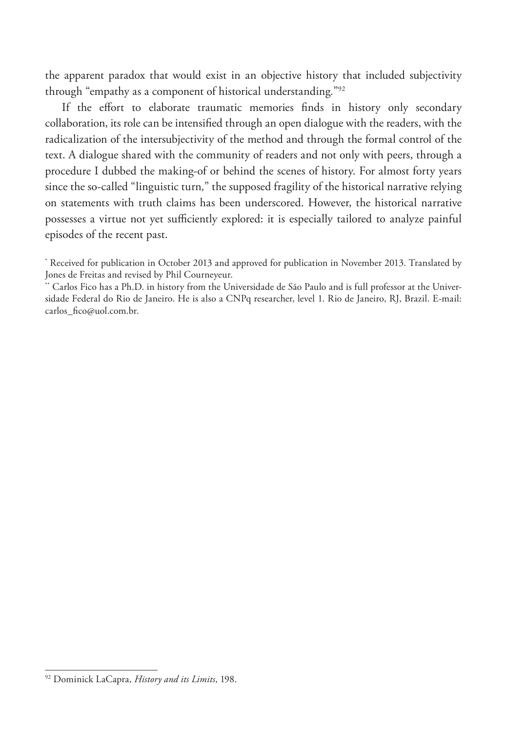the apparent paradox that would exist in an objective history that included subjectivity through "empathy as a component of historical understanding."[92]

If the effort to elaborate traumatic memories finds in history only secondary collaboration, its role can be intensified through an open dialogue with the readers, with the radicalization of the intersubjectivity of the method and through the formal control of the text. A dialogue shared with the community of readers and not only with peers, through a procedure I dubbed the making-of or behind the scenes of history. For almost forty years since the so-called "linguistic turn," the supposed fragility of the historical narrative relying on statements with truth claims has been underscored. However, the historical narrative possesses a virtue not yet sufficiently explored: it is especially tailored to analyze painful episodes of the recent past.

[*] Received for publication in October 2013 and approved for publication in November 2013. Translated by Jones de Freitas and revised by Phil Courneyeur.

[**] Carlos Fico has a Ph.D. in history from the Universidade de São Paulo and is full professor at the Universidade Federal do Rio de Janeiro. He is also a CNPq researcher, level 1. Rio de Janeiro, RJ, Brazil. E-mail: carlos_fico@uol.com.br.

[92] Dominick LaCapra, *History and its Limits*, 198.